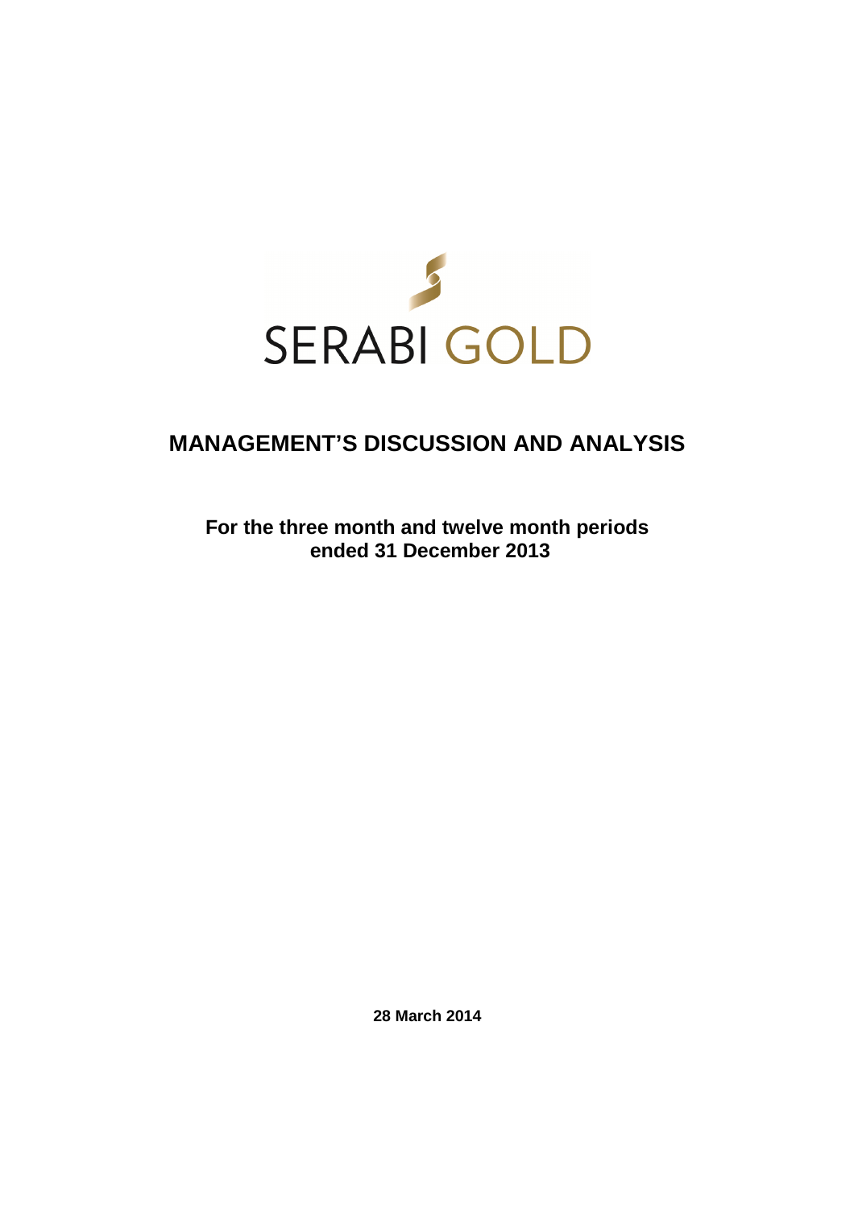SERABI GOLD

# MANAGEMENT'S DISCUSSION AND ANALYSIS

**For the three month and twelve month periods ended 31 December 2013**

**28 March 2014**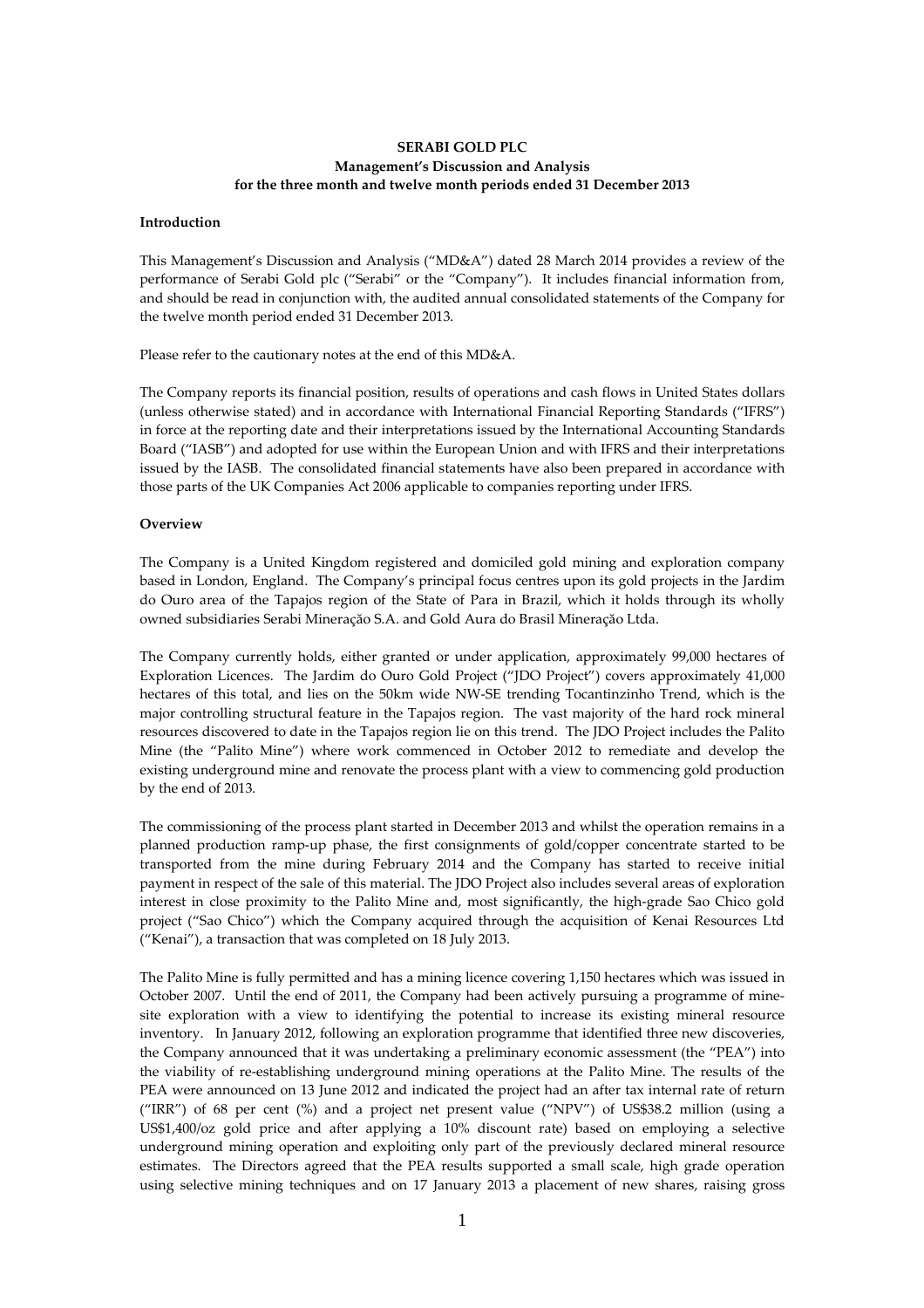**SERABI GOLD PLC**
**Management's Discussion and Analysis**
**for the three month and twelve month periods ended 31 December 2013**

**Introduction**

This Management's Discussion and Analysis ("MD&A") dated 28 March 2014 provides a review of the performance of Serabi Gold plc ("Serabi" or the "Company"). It includes financial information from, and should be read in conjunction with, the audited annual consolidated statements of the Company for the twelve month period ended 31 December 2013.

Please refer to the cautionary notes at the end of this MD&A.

The Company reports its financial position, results of operations and cash flows in United States dollars (unless otherwise stated) and in accordance with International Financial Reporting Standards ("IFRS") in force at the reporting date and their interpretations issued by the International Accounting Standards Board ("IASB") and adopted for use within the European Union and with IFRS and their interpretations issued by the IASB. The consolidated financial statements have also been prepared in accordance with those parts of the UK Companies Act 2006 applicable to companies reporting under IFRS.

**Overview**

The Company is a United Kingdom registered and domiciled gold mining and exploration company based in London, England. The Company's principal focus centres upon its gold projects in the Jardim do Ouro area of the Tapajos region of the State of Para in Brazil, which it holds through its wholly owned subsidiaries Serabi Mineração S.A. and Gold Aura do Brasil Mineração Ltda.

The Company currently holds, either granted or under application, approximately 99,000 hectares of Exploration Licences. The Jardim do Ouro Gold Project ("JDO Project") covers approximately 41,000 hectares of this total, and lies on the 50km wide NW-SE trending Tocantinzinho Trend, which is the major controlling structural feature in the Tapajos region. The vast majority of the hard rock mineral resources discovered to date in the Tapajos region lie on this trend. The JDO Project includes the Palito Mine (the "Palito Mine") where work commenced in October 2012 to remediate and develop the existing underground mine and renovate the process plant with a view to commencing gold production by the end of 2013.

The commissioning of the process plant started in December 2013 and whilst the operation remains in a planned production ramp-up phase, the first consignments of gold/copper concentrate started to be transported from the mine during February 2014 and the Company has started to receive initial payment in respect of the sale of this material. The JDO Project also includes several areas of exploration interest in close proximity to the Palito Mine and, most significantly, the high-grade Sao Chico gold project ("Sao Chico") which the Company acquired through the acquisition of Kenai Resources Ltd ("Kenai"), a transaction that was completed on 18 July 2013.

The Palito Mine is fully permitted and has a mining licence covering 1,150 hectares which was issued in October 2007. Until the end of 2011, the Company had been actively pursuing a programme of mine-site exploration with a view to identifying the potential to increase its existing mineral resource inventory. In January 2012, following an exploration programme that identified three new discoveries, the Company announced that it was undertaking a preliminary economic assessment (the "PEA") into the viability of re-establishing underground mining operations at the Palito Mine. The results of the PEA were announced on 13 June 2012 and indicated the project had an after tax internal rate of return ("IRR") of 68 per cent (%) and a project net present value ("NPV") of US$38.2 million (using a US$1,400/oz gold price and after applying a 10% discount rate) based on employing a selective underground mining operation and exploiting only part of the previously declared mineral resource estimates. The Directors agreed that the PEA results supported a small scale, high grade operation using selective mining techniques and on 17 January 2013 a placement of new shares, raising gross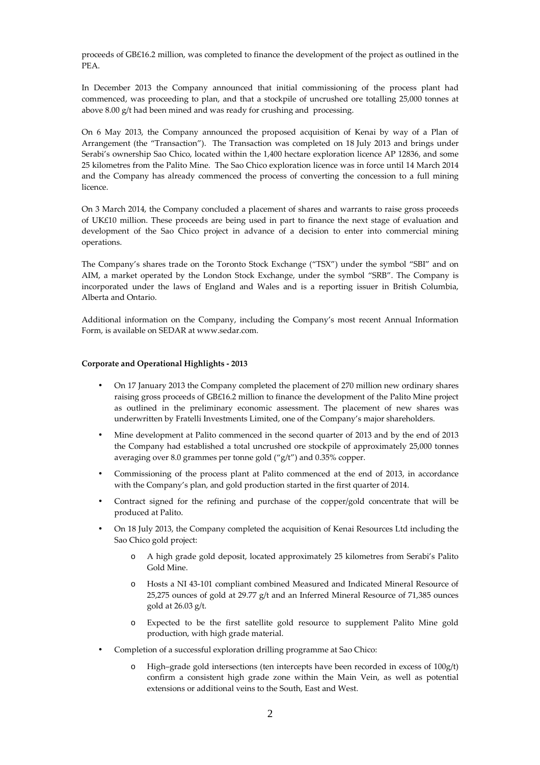proceeds of GB£16.2 million, was completed to finance the development of the project as outlined in the PEA.

In December 2013 the Company announced that initial commissioning of the process plant had commenced, was proceeding to plan, and that a stockpile of uncrushed ore totalling 25,000 tonnes at above 8.00 g/t had been mined and was ready for crushing and processing.

On 6 May 2013, the Company announced the proposed acquisition of Kenai by way of a Plan of Arrangement (the "Transaction"). The Transaction was completed on 18 July 2013 and brings under Serabi's ownership Sao Chico, located within the 1,400 hectare exploration licence AP 12836, and some 25 kilometres from the Palito Mine. The Sao Chico exploration licence was in force until 14 March 2014 and the Company has already commenced the process of converting the concession to a full mining licence.

On 3 March 2014, the Company concluded a placement of shares and warrants to raise gross proceeds of UK£10 million. These proceeds are being used in part to finance the next stage of evaluation and development of the Sao Chico project in advance of a decision to enter into commercial mining operations.

The Company's shares trade on the Toronto Stock Exchange ("TSX") under the symbol "SBI" and on AIM, a market operated by the London Stock Exchange, under the symbol "SRB". The Company is incorporated under the laws of England and Wales and is a reporting issuer in British Columbia, Alberta and Ontario.

Additional information on the Company, including the Company's most recent Annual Information Form, is available on SEDAR at www.sedar.com.

**Corporate and Operational Highlights - 2013**

- On 17 January 2013 the Company completed the placement of 270 million new ordinary shares raising gross proceeds of GB£16.2 million to finance the development of the Palito Mine project as outlined in the preliminary economic assessment. The placement of new shares was underwritten by Fratelli Investments Limited, one of the Company's major shareholders.
- Mine development at Palito commenced in the second quarter of 2013 and by the end of 2013 the Company had established a total uncrushed ore stockpile of approximately 25,000 tonnes averaging over 8.0 grammes per tonne gold ("g/t") and 0.35% copper.
- Commissioning of the process plant at Palito commenced at the end of 2013, in accordance with the Company's plan, and gold production started in the first quarter of 2014.
- Contract signed for the refining and purchase of the copper/gold concentrate that will be produced at Palito.
- On 18 July 2013, the Company completed the acquisition of Kenai Resources Ltd including the Sao Chico gold project:
  - A high grade gold deposit, located approximately 25 kilometres from Serabi's Palito Gold Mine.
  - Hosts a NI 43-101 compliant combined Measured and Indicated Mineral Resource of 25,275 ounces of gold at 29.77 g/t and an Inferred Mineral Resource of 71,385 ounces gold at 26.03 g/t.
  - Expected to be the first satellite gold resource to supplement Palito Mine gold production, with high grade material.
- Completion of a successful exploration drilling programme at Sao Chico:
  - High–grade gold intersections (ten intercepts have been recorded in excess of 100g/t) confirm a consistent high grade zone within the Main Vein, as well as potential extensions or additional veins to the South, East and West.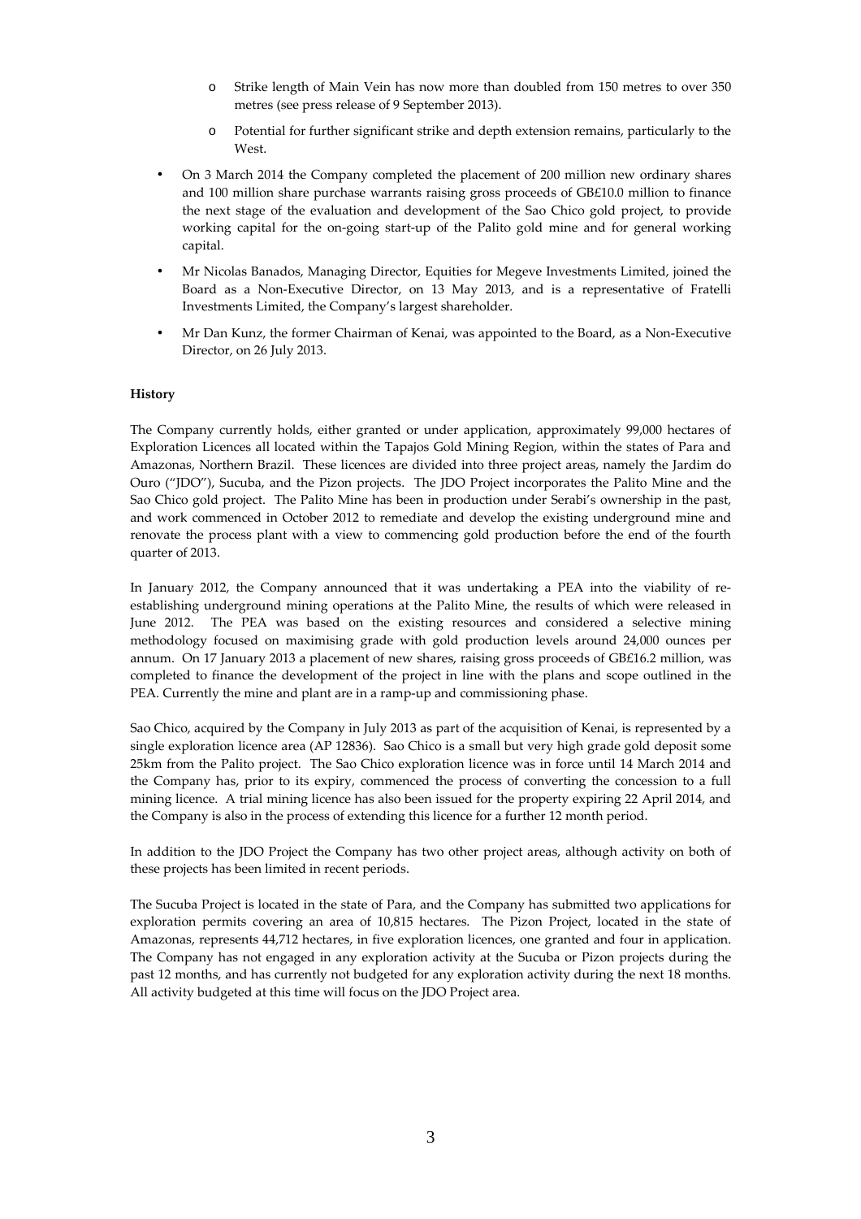- Strike length of Main Vein has now more than doubled from 150 metres to over 350 metres (see press release of 9 September 2013).
  - Potential for further significant strike and depth extension remains, particularly to the West.

- On 3 March 2014 the Company completed the placement of 200 million new ordinary shares and 100 million share purchase warrants raising gross proceeds of GB£10.0 million to finance the next stage of the evaluation and development of the Sao Chico gold project, to provide working capital for the on-going start-up of the Palito gold mine and for general working capital.
- Mr Nicolas Banados, Managing Director, Equities for Megeve Investments Limited, joined the Board as a Non-Executive Director, on 13 May 2013, and is a representative of Fratelli Investments Limited, the Company's largest shareholder.
- Mr Dan Kunz, the former Chairman of Kenai, was appointed to the Board, as a Non-Executive Director, on 26 July 2013.

**History**

The Company currently holds, either granted or under application, approximately 99,000 hectares of Exploration Licences all located within the Tapajos Gold Mining Region, within the states of Para and Amazonas, Northern Brazil. These licences are divided into three project areas, namely the Jardim do Ouro ("JDO"), Sucuba, and the Pizon projects. The JDO Project incorporates the Palito Mine and the Sao Chico gold project. The Palito Mine has been in production under Serabi's ownership in the past, and work commenced in October 2012 to remediate and develop the existing underground mine and renovate the process plant with a view to commencing gold production before the end of the fourth quarter of 2013.

In January 2012, the Company announced that it was undertaking a PEA into the viability of re-establishing underground mining operations at the Palito Mine, the results of which were released in June 2012. The PEA was based on the existing resources and considered a selective mining methodology focused on maximising grade with gold production levels around 24,000 ounces per annum. On 17 January 2013 a placement of new shares, raising gross proceeds of GB£16.2 million, was completed to finance the development of the project in line with the plans and scope outlined in the PEA. Currently the mine and plant are in a ramp-up and commissioning phase.

Sao Chico, acquired by the Company in July 2013 as part of the acquisition of Kenai, is represented by a single exploration licence area (AP 12836). Sao Chico is a small but very high grade gold deposit some 25km from the Palito project. The Sao Chico exploration licence was in force until 14 March 2014 and the Company has, prior to its expiry, commenced the process of converting the concession to a full mining licence. A trial mining licence has also been issued for the property expiring 22 April 2014, and the Company is also in the process of extending this licence for a further 12 month period.

In addition to the JDO Project the Company has two other project areas, although activity on both of these projects has been limited in recent periods.

The Sucuba Project is located in the state of Para, and the Company has submitted two applications for exploration permits covering an area of 10,815 hectares. The Pizon Project, located in the state of Amazonas, represents 44,712 hectares, in five exploration licences, one granted and four in application. The Company has not engaged in any exploration activity at the Sucuba or Pizon projects during the past 12 months, and has currently not budgeted for any exploration activity during the next 18 months. All activity budgeted at this time will focus on the JDO Project area.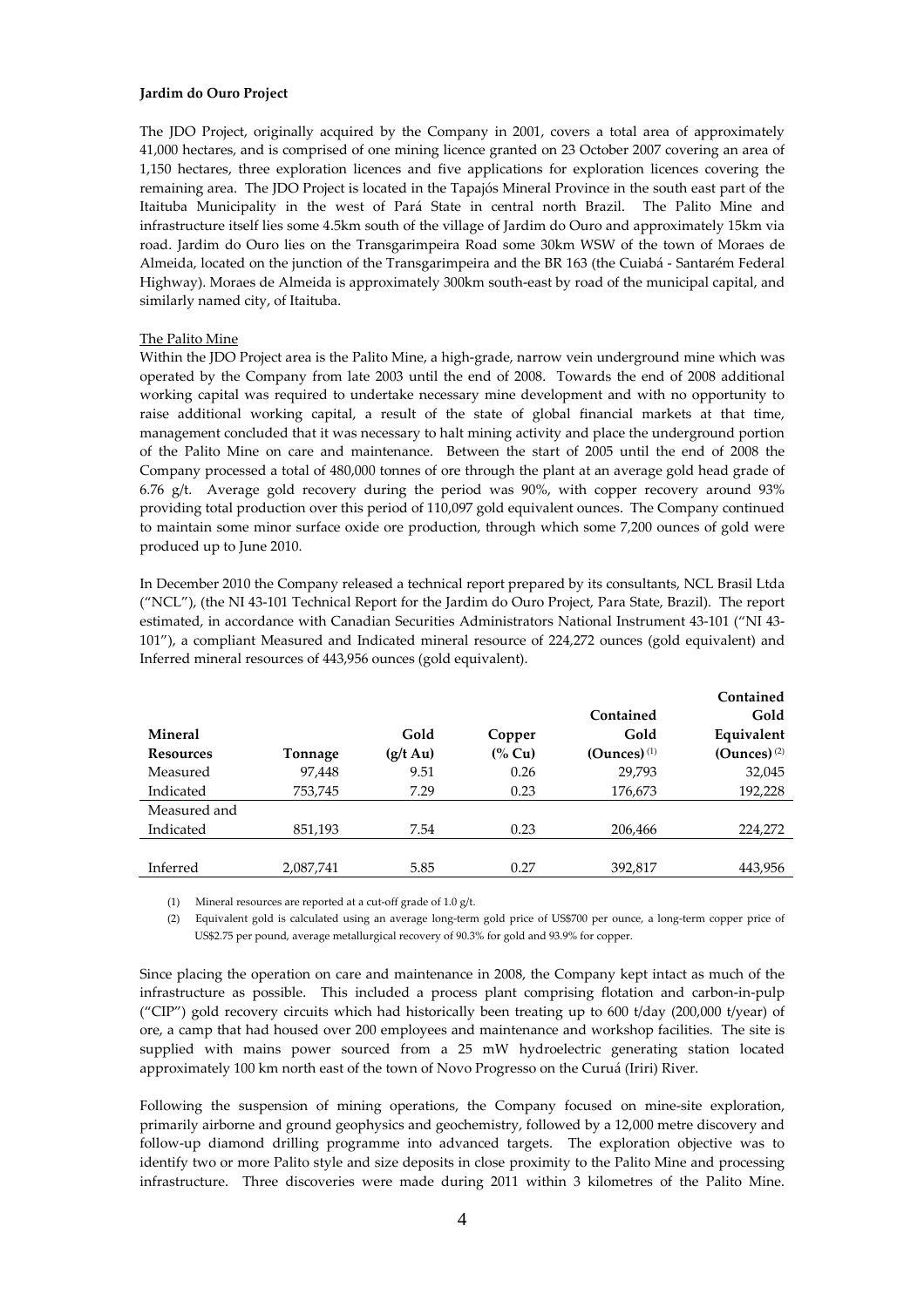**Jardim do Ouro Project**

The JDO Project, originally acquired by the Company in 2001, covers a total area of approximately 41,000 hectares, and is comprised of one mining licence granted on 23 October 2007 covering an area of 1,150 hectares, three exploration licences and five applications for exploration licences covering the remaining area. The JDO Project is located in the Tapajós Mineral Province in the south east part of the Itaituba Municipality in the west of Pará State in central north Brazil. The Palito Mine and infrastructure itself lies some 4.5km south of the village of Jardim do Ouro and approximately 15km via road. Jardim do Ouro lies on the Transgarimpeira Road some 30km WSW of the town of Moraes de Almeida, located on the junction of the Transgarimpeira and the BR 163 (the Cuiabá - Santarém Federal Highway). Moraes de Almeida is approximately 300km south-east by road of the municipal capital, and similarly named city, of Itaituba.

The Palito Mine

Within the JDO Project area is the Palito Mine, a high-grade, narrow vein underground mine which was operated by the Company from late 2003 until the end of 2008. Towards the end of 2008 additional working capital was required to undertake necessary mine development and with no opportunity to raise additional working capital, a result of the state of global financial markets at that time, management concluded that it was necessary to halt mining activity and place the underground portion of the Palito Mine on care and maintenance. Between the start of 2005 until the end of 2008 the Company processed a total of 480,000 tonnes of ore through the plant at an average gold head grade of 6.76 g/t. Average gold recovery during the period was 90%, with copper recovery around 93% providing total production over this period of 110,097 gold equivalent ounces. The Company continued to maintain some minor surface oxide ore production, through which some 7,200 ounces of gold were produced up to June 2010.

In December 2010 the Company released a technical report prepared by its consultants, NCL Brasil Ltda ("NCL"), (the NI 43-101 Technical Report for the Jardim do Ouro Project, Para State, Brazil). The report estimated, in accordance with Canadian Securities Administrators National Instrument 43-101 ("NI 43-101"), a compliant Measured and Indicated mineral resource of 224,272 ounces (gold equivalent) and Inferred mineral resources of 443,956 ounces (gold equivalent).

| Mineral Resources | Tonnage | Gold (g/t Au) | Copper (% Cu) | Contained Gold (Ounces) (1) | Contained Gold Equivalent (Ounces) (2) |
|---|---|---|---|---|---|
| Measured | 97,448 | 9.51 | 0.26 | 29,793 | 32,045 |
| Indicated | 753,745 | 7.29 | 0.23 | 176,673 | 192,228 |
| Measured and Indicated | 851,193 | 7.54 | 0.23 | 206,466 | 224,272 |
| Inferred | 2,087,741 | 5.85 | 0.27 | 392,817 | 443,956 |

(1) Mineral resources are reported at a cut-off grade of 1.0 g/t.

(2) Equivalent gold is calculated using an average long-term gold price of US$700 per ounce, a long-term copper price of US$2.75 per pound, average metallurgical recovery of 90.3% for gold and 93.9% for copper.

Since placing the operation on care and maintenance in 2008, the Company kept intact as much of the infrastructure as possible. This included a process plant comprising flotation and carbon-in-pulp ("CIP") gold recovery circuits which had historically been treating up to 600 t/day (200,000 t/year) of ore, a camp that had housed over 200 employees and maintenance and workshop facilities. The site is supplied with mains power sourced from a 25 mW hydroelectric generating station located approximately 100 km north east of the town of Novo Progresso on the Curuá (Iriri) River.

Following the suspension of mining operations, the Company focused on mine-site exploration, primarily airborne and ground geophysics and geochemistry, followed by a 12,000 metre discovery and follow-up diamond drilling programme into advanced targets. The exploration objective was to identify two or more Palito style and size deposits in close proximity to the Palito Mine and processing infrastructure. Three discoveries were made during 2011 within 3 kilometres of the Palito Mine.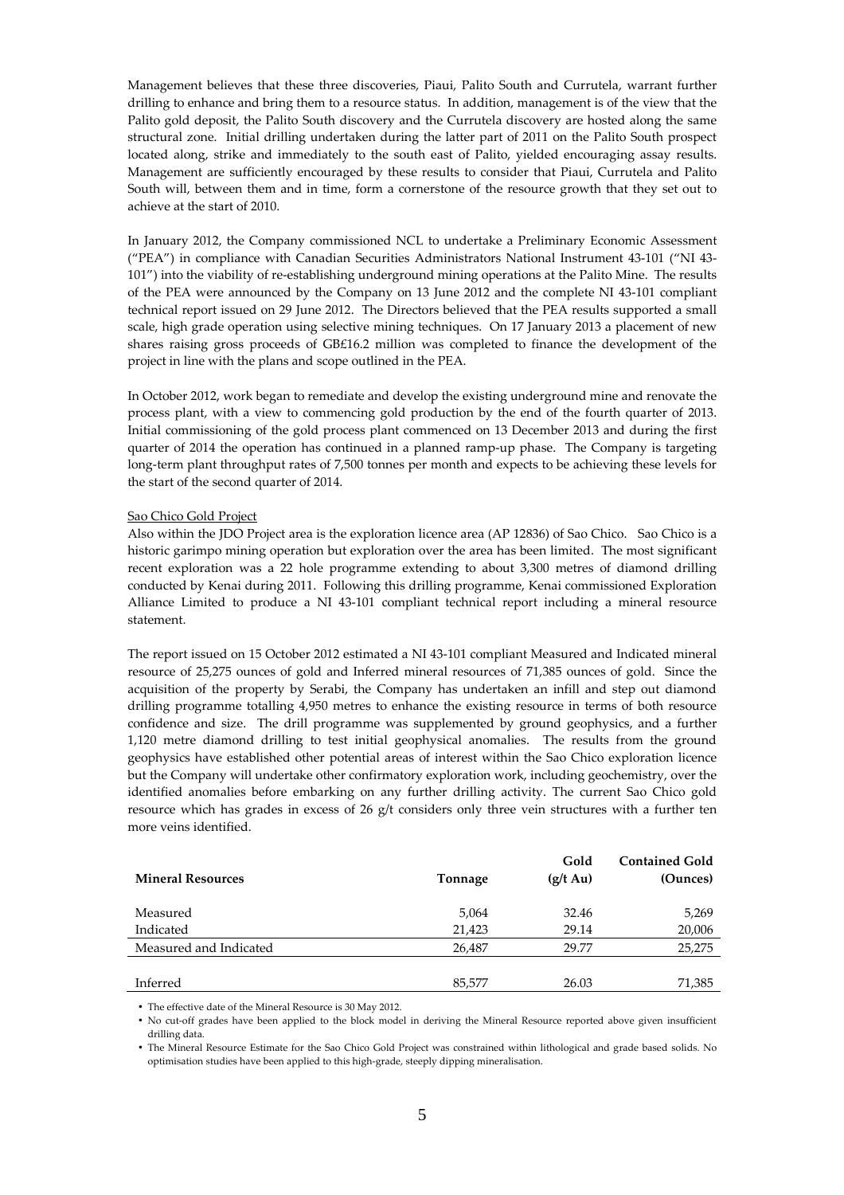Management believes that these three discoveries, Piaui, Palito South and Currutela, warrant further drilling to enhance and bring them to a resource status. In addition, management is of the view that the Palito gold deposit, the Palito South discovery and the Currutela discovery are hosted along the same structural zone. Initial drilling undertaken during the latter part of 2011 on the Palito South prospect located along, strike and immediately to the south east of Palito, yielded encouraging assay results. Management are sufficiently encouraged by these results to consider that Piaui, Currutela and Palito South will, between them and in time, form a cornerstone of the resource growth that they set out to achieve at the start of 2010.

In January 2012, the Company commissioned NCL to undertake a Preliminary Economic Assessment ("PEA") in compliance with Canadian Securities Administrators National Instrument 43-101 ("NI 43-101") into the viability of re-establishing underground mining operations at the Palito Mine. The results of the PEA were announced by the Company on 13 June 2012 and the complete NI 43-101 compliant technical report issued on 29 June 2012. The Directors believed that the PEA results supported a small scale, high grade operation using selective mining techniques. On 17 January 2013 a placement of new shares raising gross proceeds of GB£16.2 million was completed to finance the development of the project in line with the plans and scope outlined in the PEA.

In October 2012, work began to remediate and develop the existing underground mine and renovate the process plant, with a view to commencing gold production by the end of the fourth quarter of 2013. Initial commissioning of the gold process plant commenced on 13 December 2013 and during the first quarter of 2014 the operation has continued in a planned ramp-up phase. The Company is targeting long-term plant throughput rates of 7,500 tonnes per month and expects to be achieving these levels for the start of the second quarter of 2014.

Sao Chico Gold Project

Also within the JDO Project area is the exploration licence area (AP 12836) of Sao Chico. Sao Chico is a historic garimpo mining operation but exploration over the area has been limited. The most significant recent exploration was a 22 hole programme extending to about 3,300 metres of diamond drilling conducted by Kenai during 2011. Following this drilling programme, Kenai commissioned Exploration Alliance Limited to produce a NI 43-101 compliant technical report including a mineral resource statement.

The report issued on 15 October 2012 estimated a NI 43-101 compliant Measured and Indicated mineral resource of 25,275 ounces of gold and Inferred mineral resources of 71,385 ounces of gold. Since the acquisition of the property by Serabi, the Company has undertaken an infill and step out diamond drilling programme totalling 4,950 metres to enhance the existing resource in terms of both resource confidence and size. The drill programme was supplemented by ground geophysics, and a further 1,120 metre diamond drilling to test initial geophysical anomalies. The results from the ground geophysics have established other potential areas of interest within the Sao Chico exploration licence but the Company will undertake other confirmatory exploration work, including geochemistry, over the identified anomalies before embarking on any further drilling activity. The current Sao Chico gold resource which has grades in excess of 26 g/t considers only three vein structures with a further ten more veins identified.

| Mineral Resources | Tonnage | Gold (g/t Au) | Contained Gold (Ounces) |
|---|---|---|---|
| Measured | 5,064 | 32.46 | 5,269 |
| Indicated | 21,423 | 29.14 | 20,006 |
| Measured and Indicated | 26,487 | 29.77 | 25,275 |
| Inferred | 85,577 | 26.03 | 71,385 |

- The effective date of the Mineral Resource is 30 May 2012.
- No cut-off grades have been applied to the block model in deriving the Mineral Resource reported above given insufficient drilling data.
- The Mineral Resource Estimate for the Sao Chico Gold Project was constrained within lithological and grade based solids. No optimisation studies have been applied to this high-grade, steeply dipping mineralisation.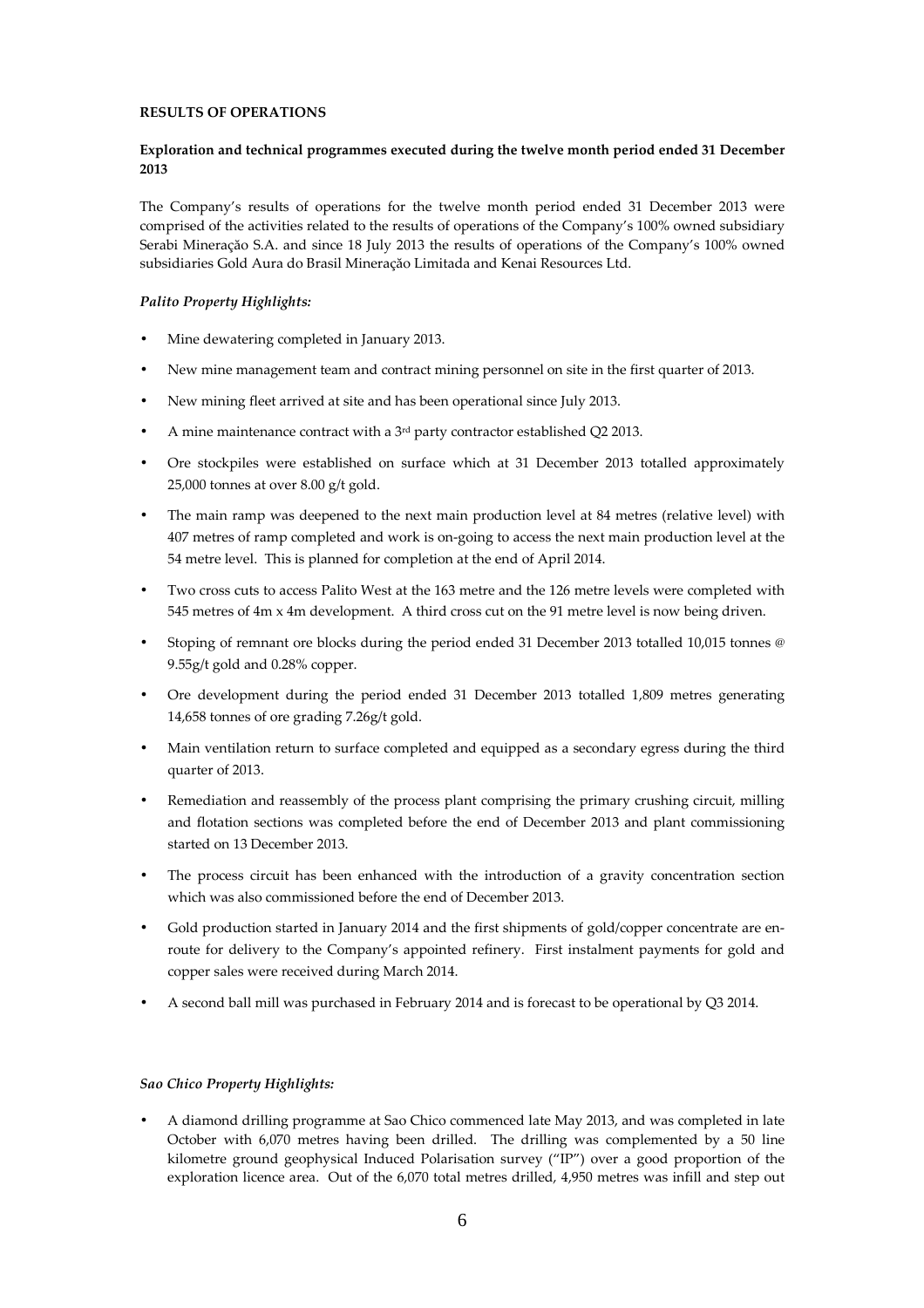**RESULTS OF OPERATIONS**

**Exploration and technical programmes executed during the twelve month period ended 31 December 2013**

The Company's results of operations for the twelve month period ended 31 December 2013 were comprised of the activities related to the results of operations of the Company's 100% owned subsidiary Serabi Mineração S.A. and since 18 July 2013 the results of operations of the Company's 100% owned subsidiaries Gold Aura do Brasil Mineração Limitada and Kenai Resources Ltd.

***Palito Property Highlights:***

- Mine dewatering completed in January 2013.
- New mine management team and contract mining personnel on site in the first quarter of 2013.
- New mining fleet arrived at site and has been operational since July 2013.
- A mine maintenance contract with a 3rd party contractor established Q2 2013.
- Ore stockpiles were established on surface which at 31 December 2013 totalled approximately 25,000 tonnes at over 8.00 g/t gold.
- The main ramp was deepened to the next main production level at 84 metres (relative level) with 407 metres of ramp completed and work is on-going to access the next main production level at the 54 metre level. This is planned for completion at the end of April 2014.
- Two cross cuts to access Palito West at the 163 metre and the 126 metre levels were completed with 545 metres of 4m x 4m development. A third cross cut on the 91 metre level is now being driven.
- Stoping of remnant ore blocks during the period ended 31 December 2013 totalled 10,015 tonnes @ 9.55g/t gold and 0.28% copper.
- Ore development during the period ended 31 December 2013 totalled 1,809 metres generating 14,658 tonnes of ore grading 7.26g/t gold.
- Main ventilation return to surface completed and equipped as a secondary egress during the third quarter of 2013.
- Remediation and reassembly of the process plant comprising the primary crushing circuit, milling and flotation sections was completed before the end of December 2013 and plant commissioning started on 13 December 2013.
- The process circuit has been enhanced with the introduction of a gravity concentration section which was also commissioned before the end of December 2013.
- Gold production started in January 2014 and the first shipments of gold/copper concentrate are en-route for delivery to the Company's appointed refinery. First instalment payments for gold and copper sales were received during March 2014.
- A second ball mill was purchased in February 2014 and is forecast to be operational by Q3 2014.

***Sao Chico Property Highlights:***

- A diamond drilling programme at Sao Chico commenced late May 2013, and was completed in late October with 6,070 metres having been drilled. The drilling was complemented by a 50 line kilometre ground geophysical Induced Polarisation survey ("IP") over a good proportion of the exploration licence area. Out of the 6,070 total metres drilled, 4,950 metres was infill and step out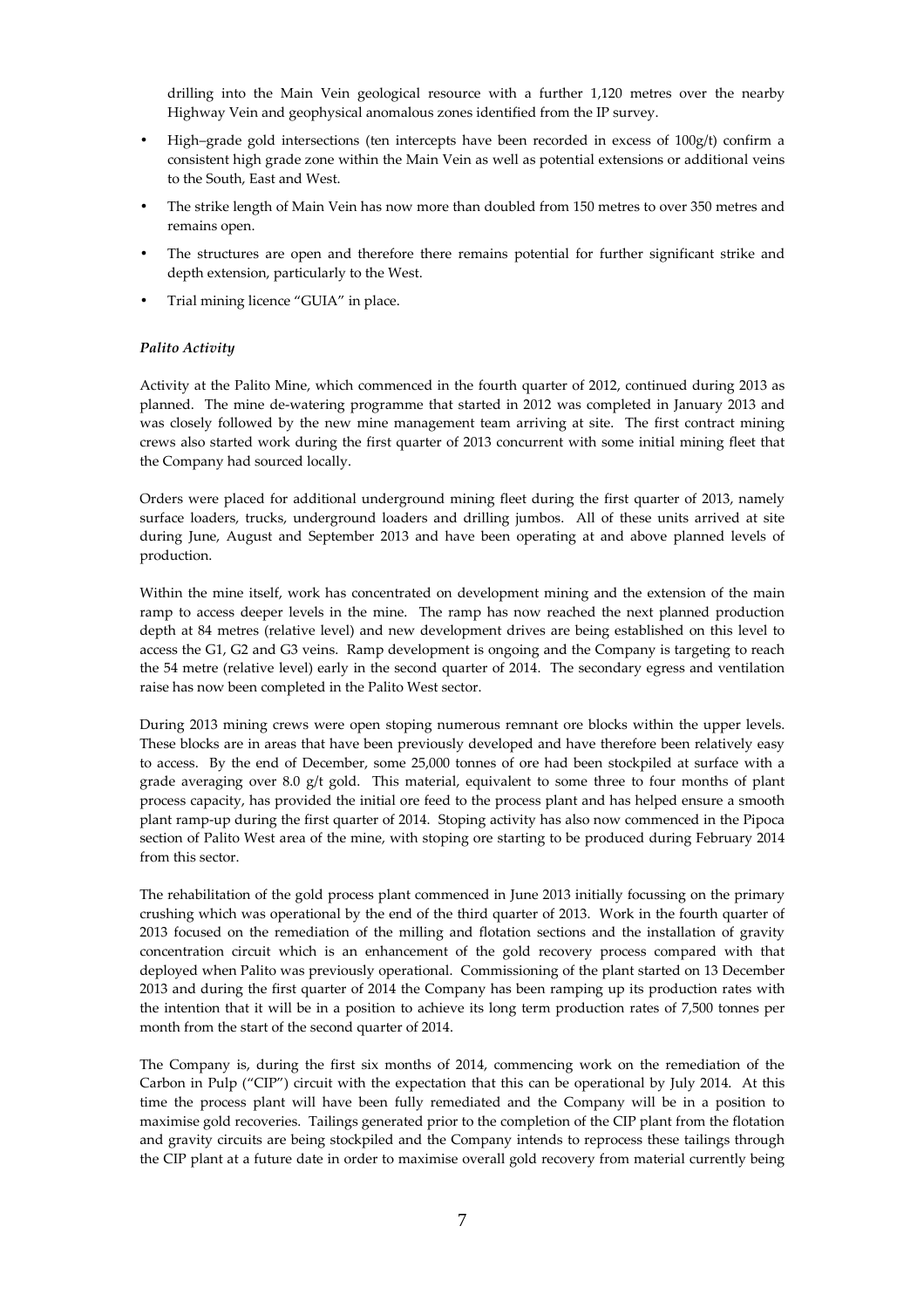drilling into the Main Vein geological resource with a further 1,120 metres over the nearby Highway Vein and geophysical anomalous zones identified from the IP survey.

- High–grade gold intersections (ten intercepts have been recorded in excess of 100g/t) confirm a consistent high grade zone within the Main Vein as well as potential extensions or additional veins to the South, East and West.
- The strike length of Main Vein has now more than doubled from 150 metres to over 350 metres and remains open.
- The structures are open and therefore there remains potential for further significant strike and depth extension, particularly to the West.
- Trial mining licence "GUIA" in place.

### *Palito Activity*

Activity at the Palito Mine, which commenced in the fourth quarter of 2012, continued during 2013 as planned. The mine de-watering programme that started in 2012 was completed in January 2013 and was closely followed by the new mine management team arriving at site. The first contract mining crews also started work during the first quarter of 2013 concurrent with some initial mining fleet that the Company had sourced locally.

Orders were placed for additional underground mining fleet during the first quarter of 2013, namely surface loaders, trucks, underground loaders and drilling jumbos. All of these units arrived at site during June, August and September 2013 and have been operating at and above planned levels of production.

Within the mine itself, work has concentrated on development mining and the extension of the main ramp to access deeper levels in the mine. The ramp has now reached the next planned production depth at 84 metres (relative level) and new development drives are being established on this level to access the G1, G2 and G3 veins. Ramp development is ongoing and the Company is targeting to reach the 54 metre (relative level) early in the second quarter of 2014. The secondary egress and ventilation raise has now been completed in the Palito West sector.

During 2013 mining crews were open stoping numerous remnant ore blocks within the upper levels. These blocks are in areas that have been previously developed and have therefore been relatively easy to access. By the end of December, some 25,000 tonnes of ore had been stockpiled at surface with a grade averaging over 8.0 g/t gold. This material, equivalent to some three to four months of plant process capacity, has provided the initial ore feed to the process plant and has helped ensure a smooth plant ramp-up during the first quarter of 2014. Stoping activity has also now commenced in the Pipoca section of Palito West area of the mine, with stoping ore starting to be produced during February 2014 from this sector.

The rehabilitation of the gold process plant commenced in June 2013 initially focussing on the primary crushing which was operational by the end of the third quarter of 2013. Work in the fourth quarter of 2013 focused on the remediation of the milling and flotation sections and the installation of gravity concentration circuit which is an enhancement of the gold recovery process compared with that deployed when Palito was previously operational. Commissioning of the plant started on 13 December 2013 and during the first quarter of 2014 the Company has been ramping up its production rates with the intention that it will be in a position to achieve its long term production rates of 7,500 tonnes per month from the start of the second quarter of 2014.

The Company is, during the first six months of 2014, commencing work on the remediation of the Carbon in Pulp ("CIP") circuit with the expectation that this can be operational by July 2014. At this time the process plant will have been fully remediated and the Company will be in a position to maximise gold recoveries. Tailings generated prior to the completion of the CIP plant from the flotation and gravity circuits are being stockpiled and the Company intends to reprocess these tailings through the CIP plant at a future date in order to maximise overall gold recovery from material currently being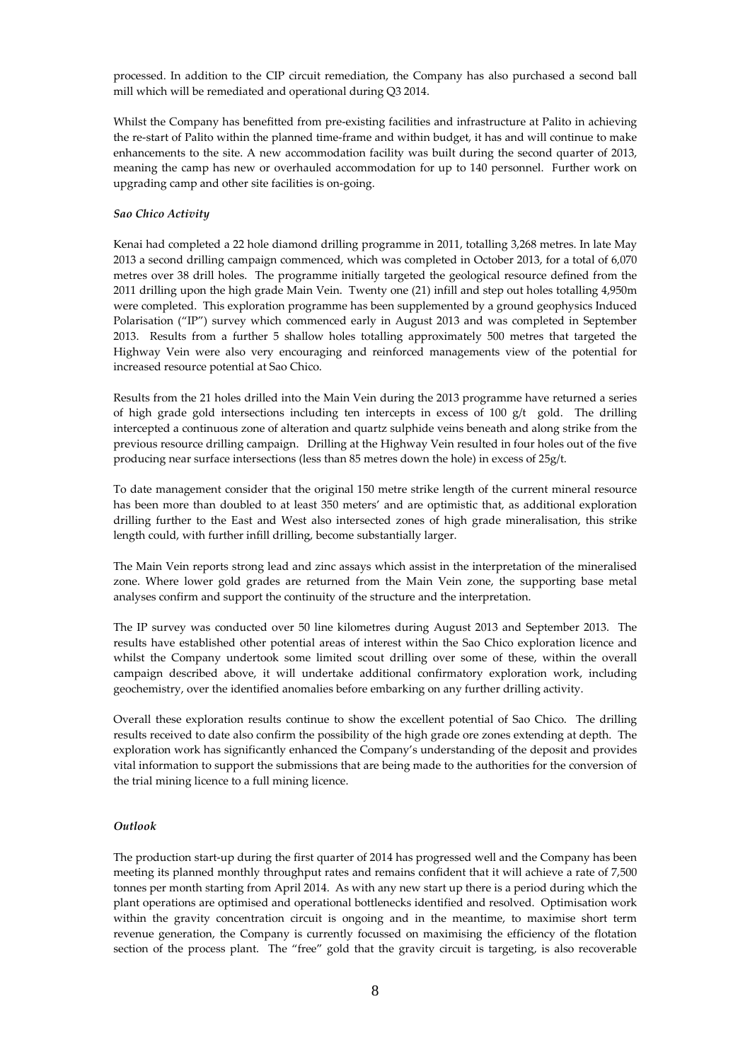processed. In addition to the CIP circuit remediation, the Company has also purchased a second ball mill which will be remediated and operational during Q3 2014.

Whilst the Company has benefitted from pre-existing facilities and infrastructure at Palito in achieving the re-start of Palito within the planned time-frame and within budget, it has and will continue to make enhancements to the site. A new accommodation facility was built during the second quarter of 2013, meaning the camp has new or overhauled accommodation for up to 140 personnel. Further work on upgrading camp and other site facilities is on-going.

*Sao Chico Activity*

Kenai had completed a 22 hole diamond drilling programme in 2011, totalling 3,268 metres. In late May 2013 a second drilling campaign commenced, which was completed in October 2013, for a total of 6,070 metres over 38 drill holes. The programme initially targeted the geological resource defined from the 2011 drilling upon the high grade Main Vein. Twenty one (21) infill and step out holes totalling 4,950m were completed. This exploration programme has been supplemented by a ground geophysics Induced Polarisation ("IP") survey which commenced early in August 2013 and was completed in September 2013. Results from a further 5 shallow holes totalling approximately 500 metres that targeted the Highway Vein were also very encouraging and reinforced managements view of the potential for increased resource potential at Sao Chico.

Results from the 21 holes drilled into the Main Vein during the 2013 programme have returned a series of high grade gold intersections including ten intercepts in excess of 100 g/t gold. The drilling intercepted a continuous zone of alteration and quartz sulphide veins beneath and along strike from the previous resource drilling campaign. Drilling at the Highway Vein resulted in four holes out of the five producing near surface intersections (less than 85 metres down the hole) in excess of 25g/t.

To date management consider that the original 150 metre strike length of the current mineral resource has been more than doubled to at least 350 meters' and are optimistic that, as additional exploration drilling further to the East and West also intersected zones of high grade mineralisation, this strike length could, with further infill drilling, become substantially larger.

The Main Vein reports strong lead and zinc assays which assist in the interpretation of the mineralised zone. Where lower gold grades are returned from the Main Vein zone, the supporting base metal analyses confirm and support the continuity of the structure and the interpretation.

The IP survey was conducted over 50 line kilometres during August 2013 and September 2013. The results have established other potential areas of interest within the Sao Chico exploration licence and whilst the Company undertook some limited scout drilling over some of these, within the overall campaign described above, it will undertake additional confirmatory exploration work, including geochemistry, over the identified anomalies before embarking on any further drilling activity.

Overall these exploration results continue to show the excellent potential of Sao Chico. The drilling results received to date also confirm the possibility of the high grade ore zones extending at depth. The exploration work has significantly enhanced the Company's understanding of the deposit and provides vital information to support the submissions that are being made to the authorities for the conversion of the trial mining licence to a full mining licence.

*Outlook*

The production start-up during the first quarter of 2014 has progressed well and the Company has been meeting its planned monthly throughput rates and remains confident that it will achieve a rate of 7,500 tonnes per month starting from April 2014. As with any new start up there is a period during which the plant operations are optimised and operational bottlenecks identified and resolved. Optimisation work within the gravity concentration circuit is ongoing and in the meantime, to maximise short term revenue generation, the Company is currently focussed on maximising the efficiency of the flotation section of the process plant. The "free" gold that the gravity circuit is targeting, is also recoverable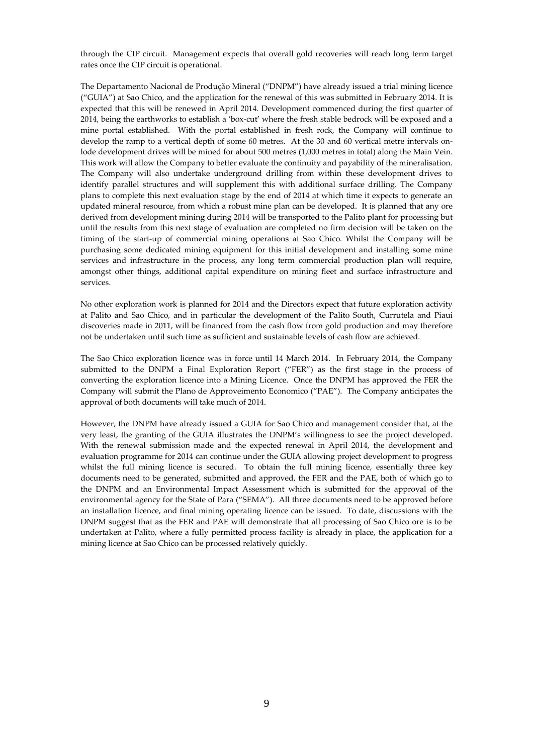through the CIP circuit. Management expects that overall gold recoveries will reach long term target rates once the CIP circuit is operational.

The Departamento Nacional de Produção Mineral ("DNPM") have already issued a trial mining licence ("GUIA") at Sao Chico, and the application for the renewal of this was submitted in February 2014. It is expected that this will be renewed in April 2014. Development commenced during the first quarter of 2014, being the earthworks to establish a 'box-cut' where the fresh stable bedrock will be exposed and a mine portal established. With the portal established in fresh rock, the Company will continue to develop the ramp to a vertical depth of some 60 metres. At the 30 and 60 vertical metre intervals on-lode development drives will be mined for about 500 metres (1,000 metres in total) along the Main Vein. This work will allow the Company to better evaluate the continuity and payability of the mineralisation. The Company will also undertake underground drilling from within these development drives to identify parallel structures and will supplement this with additional surface drilling. The Company plans to complete this next evaluation stage by the end of 2014 at which time it expects to generate an updated mineral resource, from which a robust mine plan can be developed. It is planned that any ore derived from development mining during 2014 will be transported to the Palito plant for processing but until the results from this next stage of evaluation are completed no firm decision will be taken on the timing of the start-up of commercial mining operations at Sao Chico. Whilst the Company will be purchasing some dedicated mining equipment for this initial development and installing some mine services and infrastructure in the process, any long term commercial production plan will require, amongst other things, additional capital expenditure on mining fleet and surface infrastructure and services.

No other exploration work is planned for 2014 and the Directors expect that future exploration activity at Palito and Sao Chico, and in particular the development of the Palito South, Currutela and Piaui discoveries made in 2011, will be financed from the cash flow from gold production and may therefore not be undertaken until such time as sufficient and sustainable levels of cash flow are achieved.

The Sao Chico exploration licence was in force until 14 March 2014. In February 2014, the Company submitted to the DNPM a Final Exploration Report ("FER") as the first stage in the process of converting the exploration licence into a Mining Licence. Once the DNPM has approved the FER the Company will submit the Plano de Approveimento Economico ("PAE"). The Company anticipates the approval of both documents will take much of 2014.

However, the DNPM have already issued a GUIA for Sao Chico and management consider that, at the very least, the granting of the GUIA illustrates the DNPM's willingness to see the project developed. With the renewal submission made and the expected renewal in April 2014, the development and evaluation programme for 2014 can continue under the GUIA allowing project development to progress whilst the full mining licence is secured. To obtain the full mining licence, essentially three key documents need to be generated, submitted and approved, the FER and the PAE, both of which go to the DNPM and an Environmental Impact Assessment which is submitted for the approval of the environmental agency for the State of Para ("SEMA"). All three documents need to be approved before an installation licence, and final mining operating licence can be issued. To date, discussions with the DNPM suggest that as the FER and PAE will demonstrate that all processing of Sao Chico ore is to be undertaken at Palito, where a fully permitted process facility is already in place, the application for a mining licence at Sao Chico can be processed relatively quickly.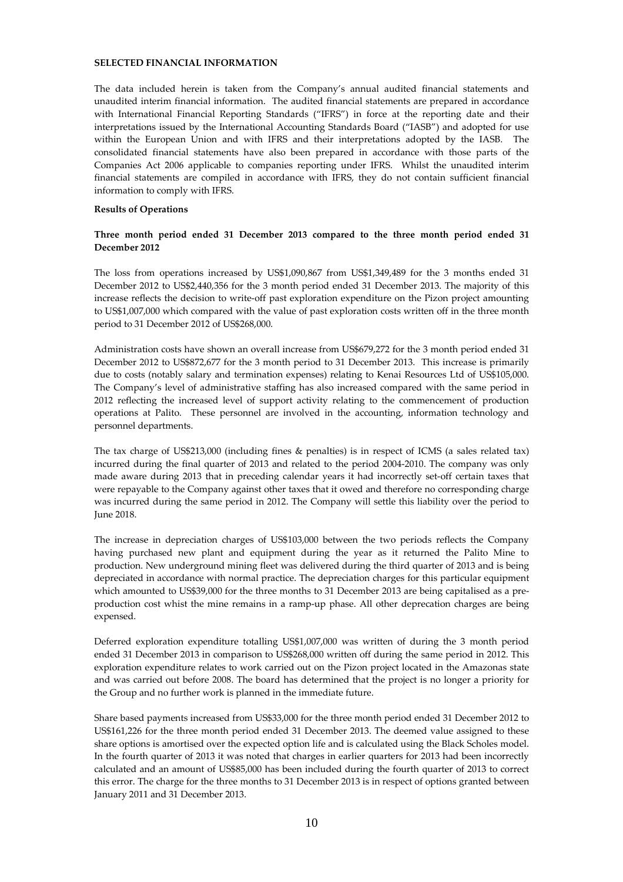**SELECTED FINANCIAL INFORMATION**

The data included herein is taken from the Company's annual audited financial statements and unaudited interim financial information. The audited financial statements are prepared in accordance with International Financial Reporting Standards ("IFRS") in force at the reporting date and their interpretations issued by the International Accounting Standards Board ("IASB") and adopted for use within the European Union and with IFRS and their interpretations adopted by the IASB. The consolidated financial statements have also been prepared in accordance with those parts of the Companies Act 2006 applicable to companies reporting under IFRS. Whilst the unaudited interim financial statements are compiled in accordance with IFRS, they do not contain sufficient financial information to comply with IFRS.

**Results of Operations**

**Three month period ended 31 December 2013 compared to the three month period ended 31 December 2012**

The loss from operations increased by US$1,090,867 from US$1,349,489 for the 3 months ended 31 December 2012 to US$2,440,356 for the 3 month period ended 31 December 2013. The majority of this increase reflects the decision to write-off past exploration expenditure on the Pizon project amounting to US$1,007,000 which compared with the value of past exploration costs written off in the three month period to 31 December 2012 of US$268,000.

Administration costs have shown an overall increase from US$679,272 for the 3 month period ended 31 December 2012 to US$872,677 for the 3 month period to 31 December 2013. This increase is primarily due to costs (notably salary and termination expenses) relating to Kenai Resources Ltd of US$105,000. The Company's level of administrative staffing has also increased compared with the same period in 2012 reflecting the increased level of support activity relating to the commencement of production operations at Palito. These personnel are involved in the accounting, information technology and personnel departments.

The tax charge of US$213,000 (including fines & penalties) is in respect of ICMS (a sales related tax) incurred during the final quarter of 2013 and related to the period 2004-2010. The company was only made aware during 2013 that in preceding calendar years it had incorrectly set-off certain taxes that were repayable to the Company against other taxes that it owed and therefore no corresponding charge was incurred during the same period in 2012. The Company will settle this liability over the period to June 2018.

The increase in depreciation charges of US$103,000 between the two periods reflects the Company having purchased new plant and equipment during the year as it returned the Palito Mine to production. New underground mining fleet was delivered during the third quarter of 2013 and is being depreciated in accordance with normal practice. The depreciation charges for this particular equipment which amounted to US$39,000 for the three months to 31 December 2013 are being capitalised as a pre-production cost whist the mine remains in a ramp-up phase. All other deprecation charges are being expensed.

Deferred exploration expenditure totalling US$1,007,000 was written of during the 3 month period ended 31 December 2013 in comparison to US$268,000 written off during the same period in 2012. This exploration expenditure relates to work carried out on the Pizon project located in the Amazonas state and was carried out before 2008. The board has determined that the project is no longer a priority for the Group and no further work is planned in the immediate future.

Share based payments increased from US$33,000 for the three month period ended 31 December 2012 to US$161,226 for the three month period ended 31 December 2013. The deemed value assigned to these share options is amortised over the expected option life and is calculated using the Black Scholes model. In the fourth quarter of 2013 it was noted that charges in earlier quarters for 2013 had been incorrectly calculated and an amount of US$85,000 has been included during the fourth quarter of 2013 to correct this error. The charge for the three months to 31 December 2013 is in respect of options granted between January 2011 and 31 December 2013.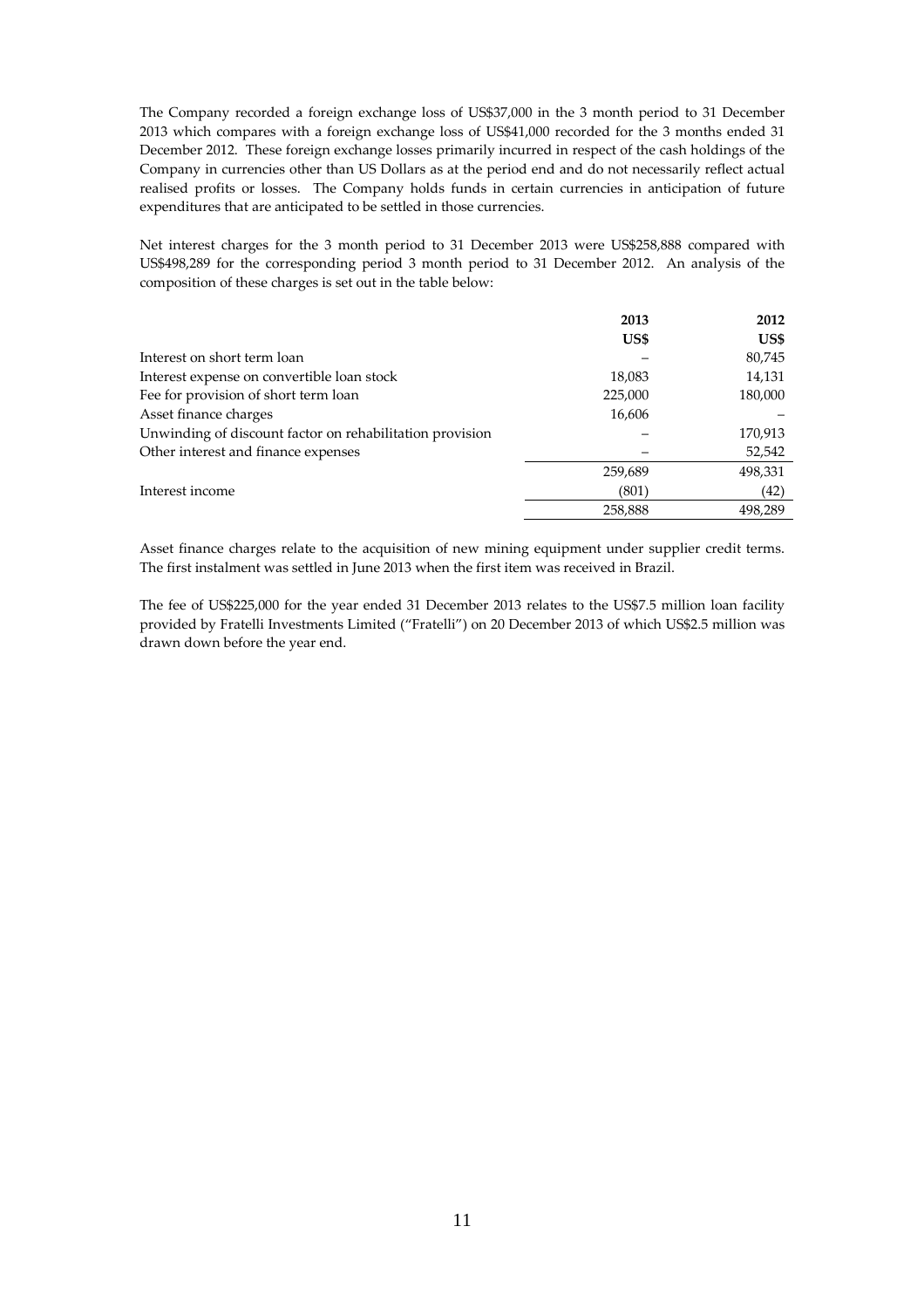The Company recorded a foreign exchange loss of US$37,000 in the 3 month period to 31 December 2013 which compares with a foreign exchange loss of US$41,000 recorded for the 3 months ended 31 December 2012. These foreign exchange losses primarily incurred in respect of the cash holdings of the Company in currencies other than US Dollars as at the period end and do not necessarily reflect actual realised profits or losses. The Company holds funds in certain currencies in anticipation of future expenditures that are anticipated to be settled in those currencies.

Net interest charges for the 3 month period to 31 December 2013 were US$258,888 compared with US$498,289 for the corresponding period 3 month period to 31 December 2012. An analysis of the composition of these charges is set out in the table below:

| | **2013** | **2012** |
|---|---|---|
| | **US$** | **US$** |
| Interest on short term loan | – | 80,745 |
| Interest expense on convertible loan stock | 18,083 | 14,131 |
| Fee for provision of short term loan | 225,000 | 180,000 |
| Asset finance charges | 16,606 | – |
| Unwinding of discount factor on rehabilitation provision | – | 170,913 |
| Other interest and finance expenses | – | 52,542 |
| | 259,689 | 498,331 |
| Interest income | (801) | (42) |
| | 258,888 | 498,289 |

Asset finance charges relate to the acquisition of new mining equipment under supplier credit terms. The first instalment was settled in June 2013 when the first item was received in Brazil.

The fee of US$225,000 for the year ended 31 December 2013 relates to the US$7.5 million loan facility provided by Fratelli Investments Limited ("Fratelli") on 20 December 2013 of which US$2.5 million was drawn down before the year end.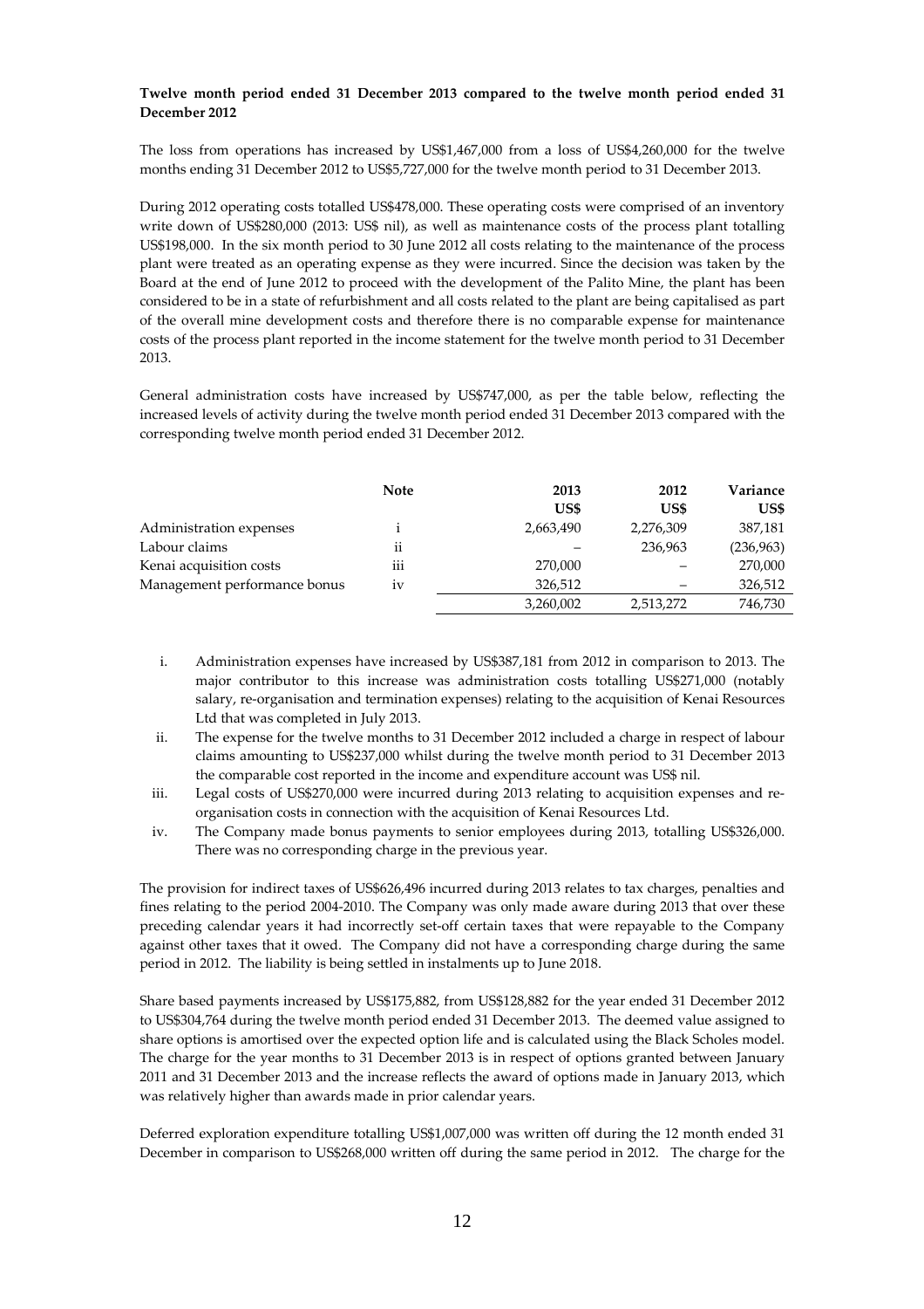**Twelve month period ended 31 December 2013 compared to the twelve month period ended 31 December 2012**

The loss from operations has increased by US$1,467,000 from a loss of US$4,260,000 for the twelve months ending 31 December 2012 to US$5,727,000 for the twelve month period to 31 December 2013.

During 2012 operating costs totalled US$478,000. These operating costs were comprised of an inventory write down of US$280,000 (2013: US$ nil), as well as maintenance costs of the process plant totalling US$198,000. In the six month period to 30 June 2012 all costs relating to the maintenance of the process plant were treated as an operating expense as they were incurred. Since the decision was taken by the Board at the end of June 2012 to proceed with the development of the Palito Mine, the plant has been considered to be in a state of refurbishment and all costs related to the plant are being capitalised as part of the overall mine development costs and therefore there is no comparable expense for maintenance costs of the process plant reported in the income statement for the twelve month period to 31 December 2013.

General administration costs have increased by US$747,000, as per the table below, reflecting the increased levels of activity during the twelve month period ended 31 December 2013 compared with the corresponding twelve month period ended 31 December 2012.

| | Note | 2013<br>US$ | 2012<br>US$ | Variance<br>US$ |
|---|---|---|---|---|
| Administration expenses | i | 2,663,490 | 2,276,309 | 387,181 |
| Labour claims | ii | – | 236,963 | (236,963) |
| Kenai acquisition costs | iii | 270,000 | – | 270,000 |
| Management performance bonus | iv | 326,512 | – | 326,512 |
| | | 3,260,002 | 2,513,272 | 746,730 |

i. Administration expenses have increased by US$387,181 from 2012 in comparison to 2013. The major contributor to this increase was administration costs totalling US$271,000 (notably salary, re-organisation and termination expenses) relating to the acquisition of Kenai Resources Ltd that was completed in July 2013.
ii. The expense for the twelve months to 31 December 2012 included a charge in respect of labour claims amounting to US$237,000 whilst during the twelve month period to 31 December 2013 the comparable cost reported in the income and expenditure account was US$ nil.
iii. Legal costs of US$270,000 were incurred during 2013 relating to acquisition expenses and re-organisation costs in connection with the acquisition of Kenai Resources Ltd.
iv. The Company made bonus payments to senior employees during 2013, totalling US$326,000. There was no corresponding charge in the previous year.

The provision for indirect taxes of US$626,496 incurred during 2013 relates to tax charges, penalties and fines relating to the period 2004-2010. The Company was only made aware during 2013 that over these preceding calendar years it had incorrectly set-off certain taxes that were repayable to the Company against other taxes that it owed. The Company did not have a corresponding charge during the same period in 2012. The liability is being settled in instalments up to June 2018.

Share based payments increased by US$175,882, from US$128,882 for the year ended 31 December 2012 to US$304,764 during the twelve month period ended 31 December 2013. The deemed value assigned to share options is amortised over the expected option life and is calculated using the Black Scholes model. The charge for the year months to 31 December 2013 is in respect of options granted between January 2011 and 31 December 2013 and the increase reflects the award of options made in January 2013, which was relatively higher than awards made in prior calendar years.

Deferred exploration expenditure totalling US$1,007,000 was written off during the 12 month ended 31 December in comparison to US$268,000 written off during the same period in 2012. The charge for the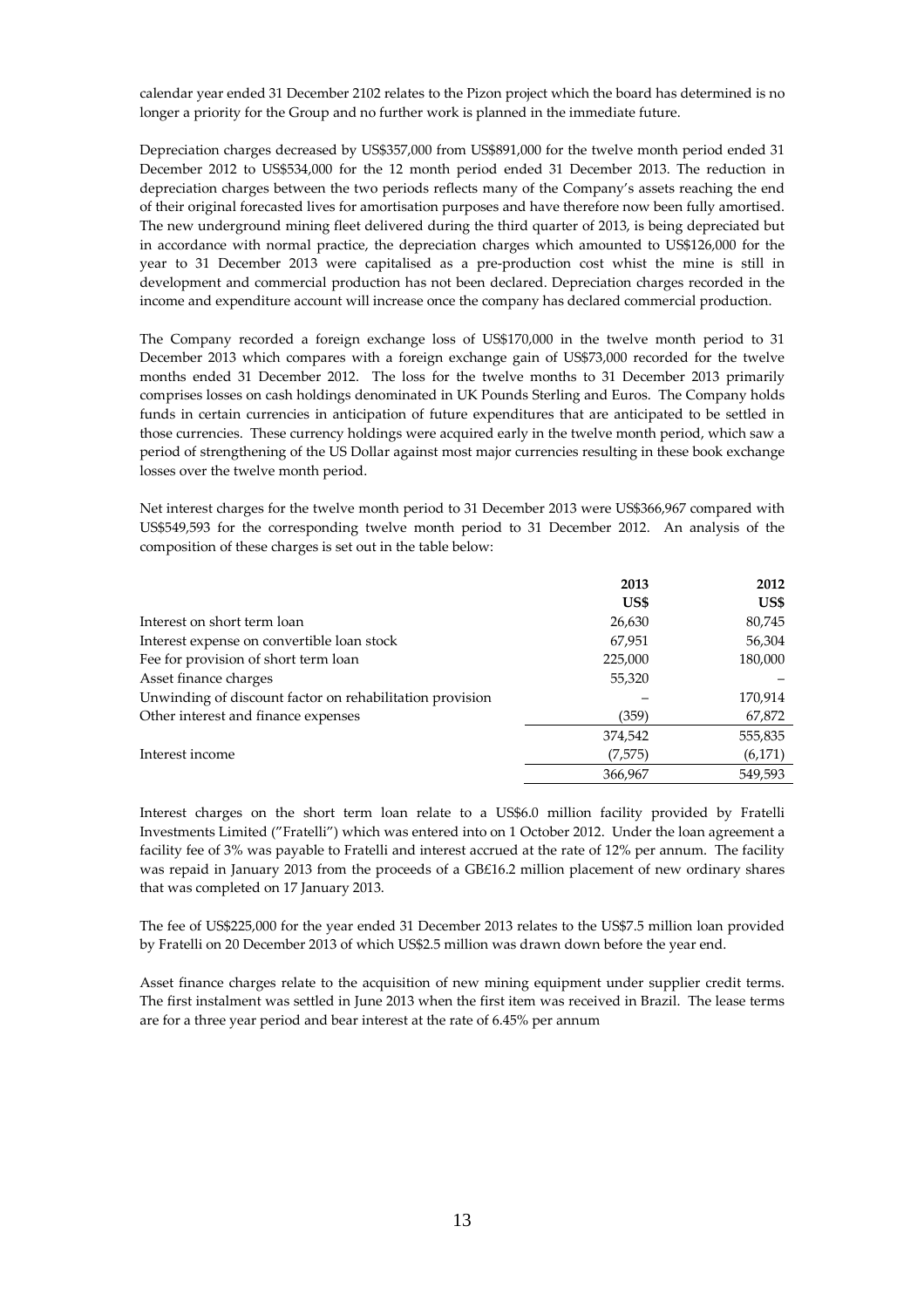calendar year ended 31 December 2102 relates to the Pizon project which the board has determined is no longer a priority for the Group and no further work is planned in the immediate future.

Depreciation charges decreased by US$357,000 from US$891,000 for the twelve month period ended 31 December 2012 to US$534,000 for the 12 month period ended 31 December 2013. The reduction in depreciation charges between the two periods reflects many of the Company's assets reaching the end of their original forecasted lives for amortisation purposes and have therefore now been fully amortised. The new underground mining fleet delivered during the third quarter of 2013, is being depreciated but in accordance with normal practice, the depreciation charges which amounted to US$126,000 for the year to 31 December 2013 were capitalised as a pre-production cost whist the mine is still in development and commercial production has not been declared. Depreciation charges recorded in the income and expenditure account will increase once the company has declared commercial production.

The Company recorded a foreign exchange loss of US$170,000 in the twelve month period to 31 December 2013 which compares with a foreign exchange gain of US$73,000 recorded for the twelve months ended 31 December 2012. The loss for the twelve months to 31 December 2013 primarily comprises losses on cash holdings denominated in UK Pounds Sterling and Euros. The Company holds funds in certain currencies in anticipation of future expenditures that are anticipated to be settled in those currencies. These currency holdings were acquired early in the twelve month period, which saw a period of strengthening of the US Dollar against most major currencies resulting in these book exchange losses over the twelve month period.

Net interest charges for the twelve month period to 31 December 2013 were US$366,967 compared with US$549,593 for the corresponding twelve month period to 31 December 2012. An analysis of the composition of these charges is set out in the table below:

| | **2013** | **2012** |
|---|---|---|
| | **US$** | **US$** |
| Interest on short term loan | 26,630 | 80,745 |
| Interest expense on convertible loan stock | 67,951 | 56,304 |
| Fee for provision of short term loan | 225,000 | 180,000 |
| Asset finance charges | 55,320 | – |
| Unwinding of discount factor on rehabilitation provision | – | 170,914 |
| Other interest and finance expenses | (359) | 67,872 |
| | 374,542 | 555,835 |
| Interest income | (7,575) | (6,171) |
| | 366,967 | 549,593 |

Interest charges on the short term loan relate to a US$6.0 million facility provided by Fratelli Investments Limited ("Fratelli") which was entered into on 1 October 2012. Under the loan agreement a facility fee of 3% was payable to Fratelli and interest accrued at the rate of 12% per annum. The facility was repaid in January 2013 from the proceeds of a GB£16.2 million placement of new ordinary shares that was completed on 17 January 2013.

The fee of US$225,000 for the year ended 31 December 2013 relates to the US$7.5 million loan provided by Fratelli on 20 December 2013 of which US$2.5 million was drawn down before the year end.

Asset finance charges relate to the acquisition of new mining equipment under supplier credit terms. The first instalment was settled in June 2013 when the first item was received in Brazil. The lease terms are for a three year period and bear interest at the rate of 6.45% per annum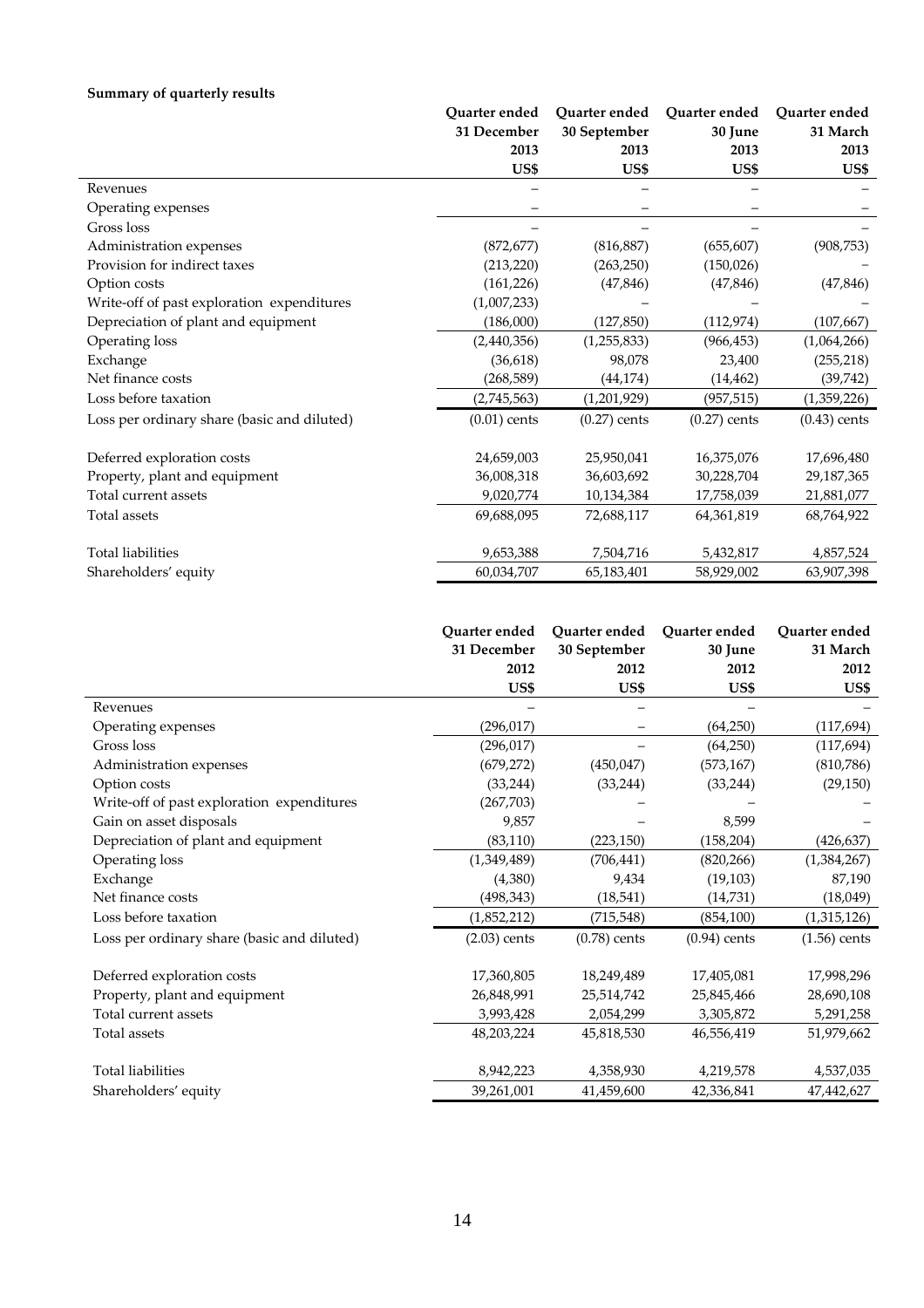**Summary of quarterly results**

| | Quarter ended 31 December 2013 US$ | Quarter ended 30 September 2013 US$ | Quarter ended 30 June 2013 US$ | Quarter ended 31 March 2013 US$ |
|---|---|---|---|---|
| Revenues | – | – | – | – |
| Operating expenses | – | – | – | – |
| Gross loss | – | – | – | – |
| Administration expenses | (872,677) | (816,887) | (655,607) | (908,753) |
| Provision for indirect taxes | (213,220) | (263,250) | (150,026) | – |
| Option costs | (161,226) | (47,846) | (47,846) | (47,846) |
| Write-off of past exploration expenditures | (1,007,233) | – | – | – |
| Depreciation of plant and equipment | (186,000) | (127,850) | (112,974) | (107,667) |
| Operating loss | (2,440,356) | (1,255,833) | (966,453) | (1,064,266) |
| Exchange | (36,618) | 98,078 | 23,400 | (255,218) |
| Net finance costs | (268,589) | (44,174) | (14,462) | (39,742) |
| Loss before taxation | (2,745,563) | (1,201,929) | (957,515) | (1,359,226) |
| Loss per ordinary share (basic and diluted) | (0.01) cents | (0.27) cents | (0.27) cents | (0.43) cents |
| Deferred exploration costs | 24,659,003 | 25,950,041 | 16,375,076 | 17,696,480 |
| Property, plant and equipment | 36,008,318 | 36,603,692 | 30,228,704 | 29,187,365 |
| Total current assets | 9,020,774 | 10,134,384 | 17,758,039 | 21,881,077 |
| Total assets | 69,688,095 | 72,688,117 | 64,361,819 | 68,764,922 |
| Total liabilities | 9,653,388 | 7,504,716 | 5,432,817 | 4,857,524 |
| Shareholders' equity | 60,034,707 | 65,183,401 | 58,929,002 | 63,907,398 |

| | Quarter ended 31 December 2012 US$ | Quarter ended 30 September 2012 US$ | Quarter ended 30 June 2012 US$ | Quarter ended 31 March 2012 US$ |
|---|---|---|---|---|
| Revenues | – | – | – | – |
| Operating expenses | (296,017) | – | (64,250) | (117,694) |
| Gross loss | (296,017) | – | (64,250) | (117,694) |
| Administration expenses | (679,272) | (450,047) | (573,167) | (810,786) |
| Option costs | (33,244) | (33,244) | (33,244) | (29,150) |
| Write-off of past exploration expenditures | (267,703) | – | – | – |
| Gain on asset disposals | 9,857 | – | 8,599 | – |
| Depreciation of plant and equipment | (83,110) | (223,150) | (158,204) | (426,637) |
| Operating loss | (1,349,489) | (706,441) | (820,266) | (1,384,267) |
| Exchange | (4,380) | 9,434 | (19,103) | 87,190 |
| Net finance costs | (498,343) | (18,541) | (14,731) | (18,049) |
| Loss before taxation | (1,852,212) | (715,548) | (854,100) | (1,315,126) |
| Loss per ordinary share (basic and diluted) | (2.03) cents | (0.78) cents | (0.94) cents | (1.56) cents |
| Deferred exploration costs | 17,360,805 | 18,249,489 | 17,405,081 | 17,998,296 |
| Property, plant and equipment | 26,848,991 | 25,514,742 | 25,845,466 | 28,690,108 |
| Total current assets | 3,993,428 | 2,054,299 | 3,305,872 | 5,291,258 |
| Total assets | 48,203,224 | 45,818,530 | 46,556,419 | 51,979,662 |
| Total liabilities | 8,942,223 | 4,358,930 | 4,219,578 | 4,537,035 |
| Shareholders' equity | 39,261,001 | 41,459,600 | 42,336,841 | 47,442,627 |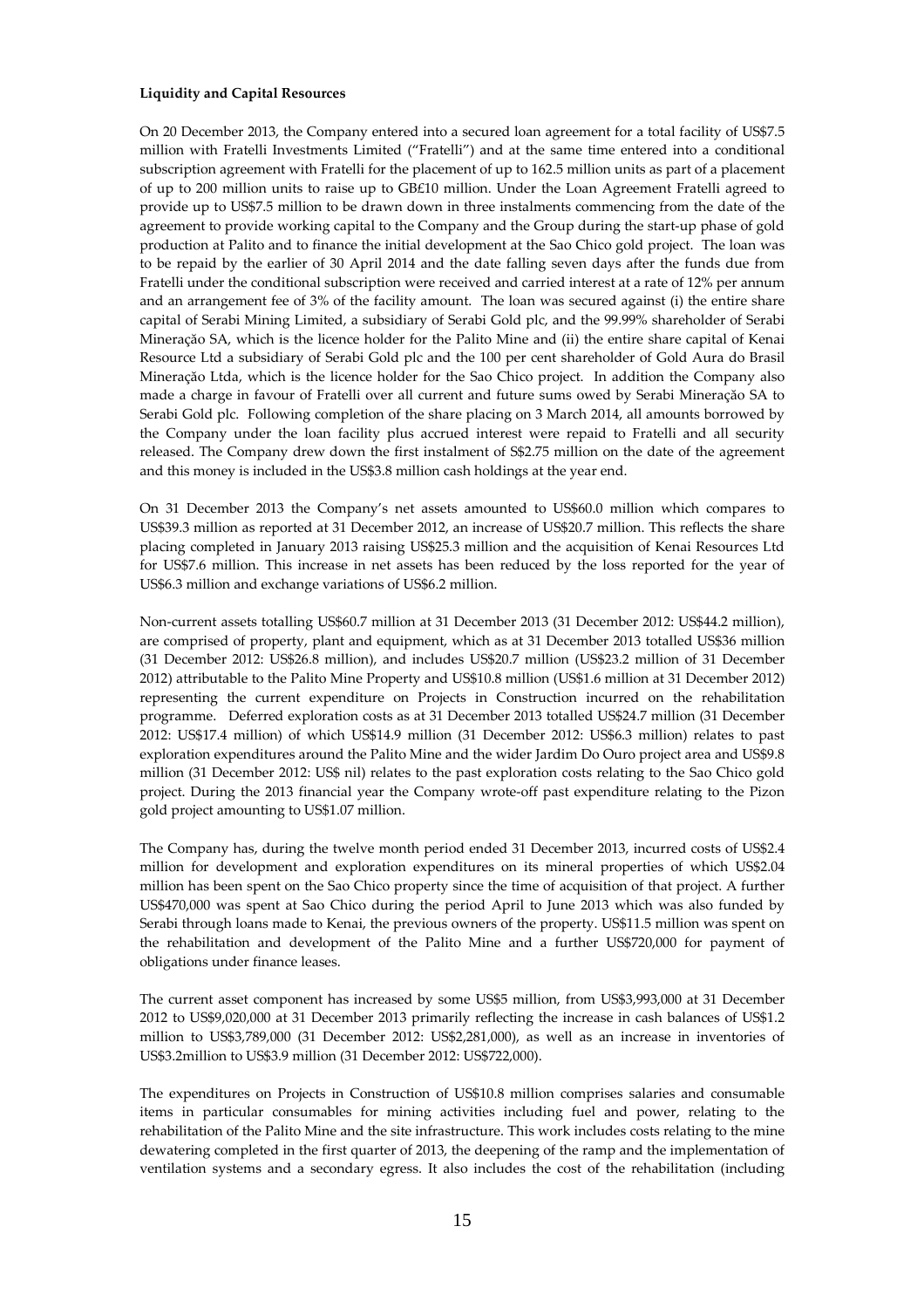**Liquidity and Capital Resources**

On 20 December 2013, the Company entered into a secured loan agreement for a total facility of US$7.5 million with Fratelli Investments Limited ("Fratelli") and at the same time entered into a conditional subscription agreement with Fratelli for the placement of up to 162.5 million units as part of a placement of up to 200 million units to raise up to GB£10 million. Under the Loan Agreement Fratelli agreed to provide up to US$7.5 million to be drawn down in three instalments commencing from the date of the agreement to provide working capital to the Company and the Group during the start-up phase of gold production at Palito and to finance the initial development at the Sao Chico gold project. The loan was to be repaid by the earlier of 30 April 2014 and the date falling seven days after the funds due from Fratelli under the conditional subscription were received and carried interest at a rate of 12% per annum and an arrangement fee of 3% of the facility amount. The loan was secured against (i) the entire share capital of Serabi Mining Limited, a subsidiary of Serabi Gold plc, and the 99.99% shareholder of Serabi Mineração SA, which is the licence holder for the Palito Mine and (ii) the entire share capital of Kenai Resource Ltd a subsidiary of Serabi Gold plc and the 100 per cent shareholder of Gold Aura do Brasil Mineração Ltda, which is the licence holder for the Sao Chico project. In addition the Company also made a charge in favour of Fratelli over all current and future sums owed by Serabi Mineração SA to Serabi Gold plc. Following completion of the share placing on 3 March 2014, all amounts borrowed by the Company under the loan facility plus accrued interest were repaid to Fratelli and all security released. The Company drew down the first instalment of S$2.75 million on the date of the agreement and this money is included in the US$3.8 million cash holdings at the year end.

On 31 December 2013 the Company's net assets amounted to US$60.0 million which compares to US$39.3 million as reported at 31 December 2012, an increase of US$20.7 million. This reflects the share placing completed in January 2013 raising US$25.3 million and the acquisition of Kenai Resources Ltd for US$7.6 million. This increase in net assets has been reduced by the loss reported for the year of US$6.3 million and exchange variations of US$6.2 million.

Non-current assets totalling US$60.7 million at 31 December 2013 (31 December 2012: US$44.2 million), are comprised of property, plant and equipment, which as at 31 December 2013 totalled US$36 million (31 December 2012: US$26.8 million), and includes US$20.7 million (US$23.2 million of 31 December 2012) attributable to the Palito Mine Property and US$10.8 million (US$1.6 million at 31 December 2012) representing the current expenditure on Projects in Construction incurred on the rehabilitation programme. Deferred exploration costs as at 31 December 2013 totalled US$24.7 million (31 December 2012: US$17.4 million) of which US$14.9 million (31 December 2012: US$6.3 million) relates to past exploration expenditures around the Palito Mine and the wider Jardim Do Ouro project area and US$9.8 million (31 December 2012: US$ nil) relates to the past exploration costs relating to the Sao Chico gold project. During the 2013 financial year the Company wrote-off past expenditure relating to the Pizon gold project amounting to US$1.07 million.

The Company has, during the twelve month period ended 31 December 2013, incurred costs of US$2.4 million for development and exploration expenditures on its mineral properties of which US$2.04 million has been spent on the Sao Chico property since the time of acquisition of that project. A further US$470,000 was spent at Sao Chico during the period April to June 2013 which was also funded by Serabi through loans made to Kenai, the previous owners of the property. US$11.5 million was spent on the rehabilitation and development of the Palito Mine and a further US$720,000 for payment of obligations under finance leases.

The current asset component has increased by some US$5 million, from US$3,993,000 at 31 December 2012 to US$9,020,000 at 31 December 2013 primarily reflecting the increase in cash balances of US$1.2 million to US$3,789,000 (31 December 2012: US$2,281,000), as well as an increase in inventories of US$3.2million to US$3.9 million (31 December 2012: US$722,000).

The expenditures on Projects in Construction of US$10.8 million comprises salaries and consumable items in particular consumables for mining activities including fuel and power, relating to the rehabilitation of the Palito Mine and the site infrastructure. This work includes costs relating to the mine dewatering completed in the first quarter of 2013, the deepening of the ramp and the implementation of ventilation systems and a secondary egress. It also includes the cost of the rehabilitation (including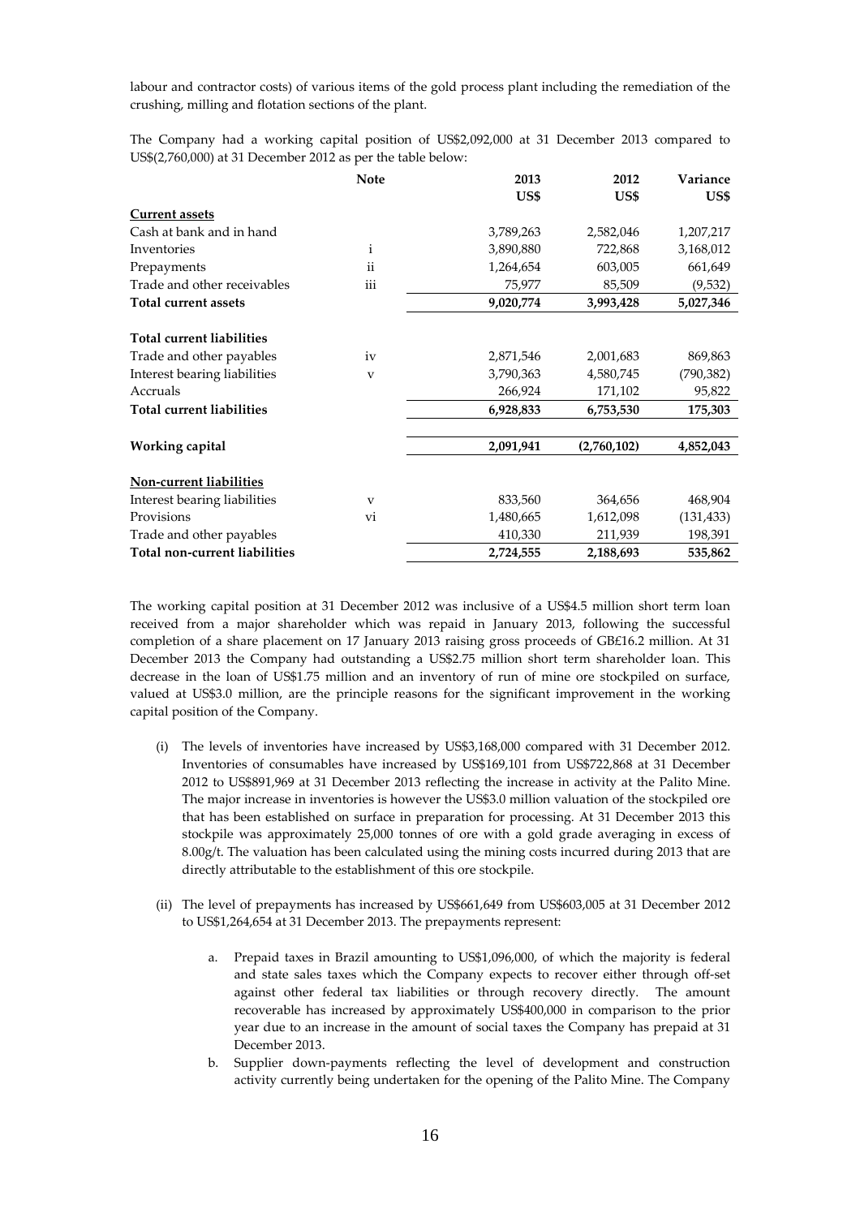labour and contractor costs) of various items of the gold process plant including the remediation of the crushing, milling and flotation sections of the plant.

The Company had a working capital position of US$2,092,000 at 31 December 2013 compared to US$(2,760,000) at 31 December 2012 as per the table below:

| | Note | 2013 US$ | 2012 US$ | Variance US$ |
|---|---|---|---|---|
| **Current assets** | | | | |
| Cash at bank and in hand | | 3,789,263 | 2,582,046 | 1,207,217 |
| Inventories | i | 3,890,880 | 722,868 | 3,168,012 |
| Prepayments | ii | 1,264,654 | 603,005 | 661,649 |
| Trade and other receivables | iii | 75,977 | 85,509 | (9,532) |
| **Total current assets** | | **9,020,774** | **3,993,428** | **5,027,346** |
| | | | | |
| **Total current liabilities** | | | | |
| Trade and other payables | iv | 2,871,546 | 2,001,683 | 869,863 |
| Interest bearing liabilities | v | 3,790,363 | 4,580,745 | (790,382) |
| Accruals | | 266,924 | 171,102 | 95,822 |
| **Total current liabilities** | | **6,928,833** | **6,753,530** | **175,303** |
| | | | | |
| **Working capital** | | **2,091,941** | **(2,760,102)** | **4,852,043** |
| | | | | |
| **Non-current liabilities** | | | | |
| Interest bearing liabilities | v | 833,560 | 364,656 | 468,904 |
| Provisions | vi | 1,480,665 | 1,612,098 | (131,433) |
| Trade and other payables | | 410,330 | 211,939 | 198,391 |
| **Total non-current liabilities** | | **2,724,555** | **2,188,693** | **535,862** |

The working capital position at 31 December 2012 was inclusive of a US$4.5 million short term loan received from a major shareholder which was repaid in January 2013, following the successful completion of a share placement on 17 January 2013 raising gross proceeds of GB£16.2 million. At 31 December 2013 the Company had outstanding a US$2.75 million short term shareholder loan. This decrease in the loan of US$1.75 million and an inventory of run of mine ore stockpiled on surface, valued at US$3.0 million, are the principle reasons for the significant improvement in the working capital position of the Company.

(i) The levels of inventories have increased by US$3,168,000 compared with 31 December 2012. Inventories of consumables have increased by US$169,101 from US$722,868 at 31 December 2012 to US$891,969 at 31 December 2013 reflecting the increase in activity at the Palito Mine. The major increase in inventories is however the US$3.0 million valuation of the stockpiled ore that has been established on surface in preparation for processing. At 31 December 2013 this stockpile was approximately 25,000 tonnes of ore with a gold grade averaging in excess of 8.00g/t. The valuation has been calculated using the mining costs incurred during 2013 that are directly attributable to the establishment of this ore stockpile.

(ii) The level of prepayments has increased by US$661,649 from US$603,005 at 31 December 2012 to US$1,264,654 at 31 December 2013. The prepayments represent:

   a. Prepaid taxes in Brazil amounting to US$1,096,000, of which the majority is federal and state sales taxes which the Company expects to recover either through off-set against other federal tax liabilities or through recovery directly. The amount recoverable has increased by approximately US$400,000 in comparison to the prior year due to an increase in the amount of social taxes the Company has prepaid at 31 December 2013.

   b. Supplier down-payments reflecting the level of development and construction activity currently being undertaken for the opening of the Palito Mine. The Company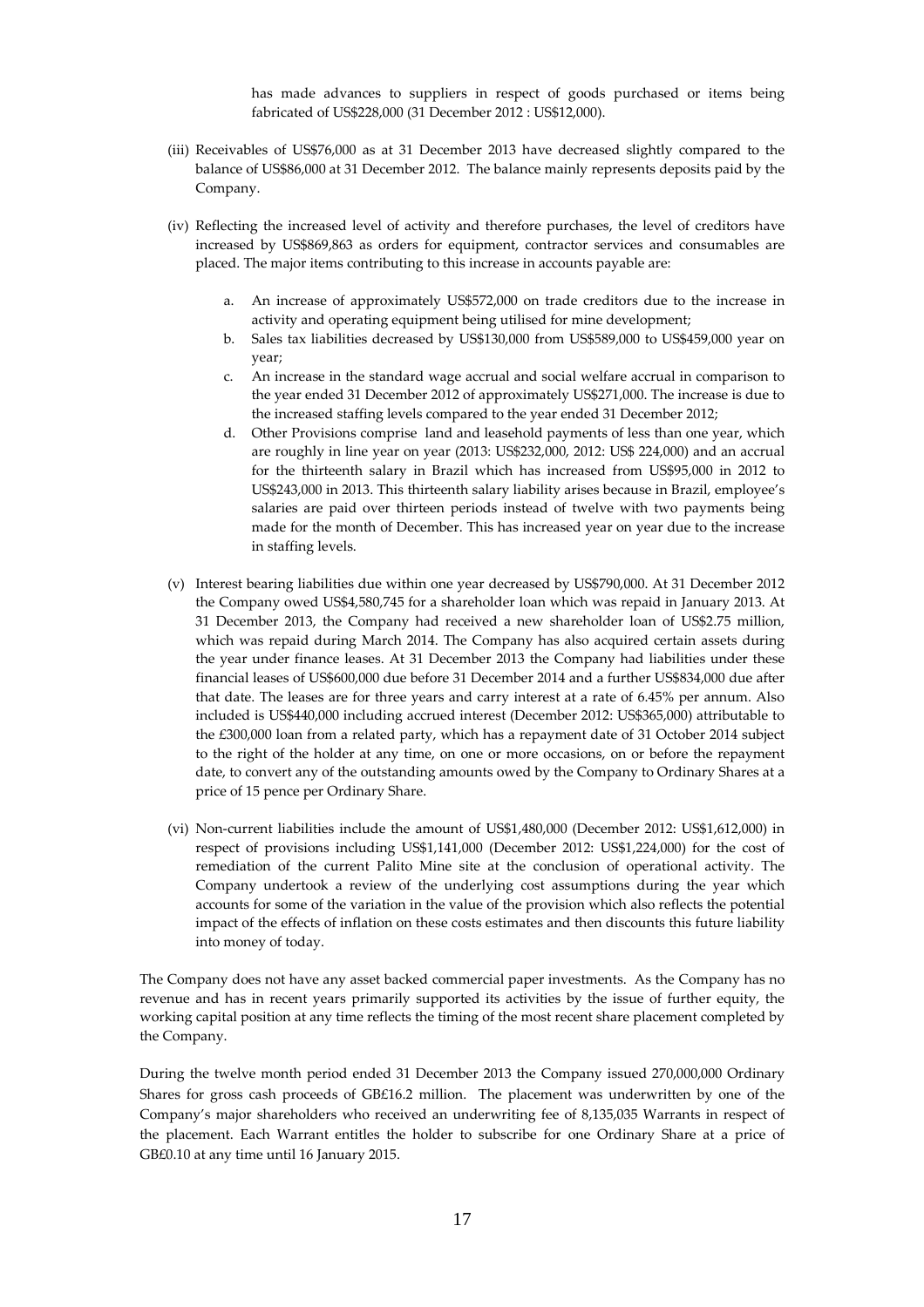has made advances to suppliers in respect of goods purchased or items being fabricated of US$228,000 (31 December 2012 : US$12,000).

(iii) Receivables of US$76,000 as at 31 December 2013 have decreased slightly compared to the balance of US$86,000 at 31 December 2012. The balance mainly represents deposits paid by the Company.

(iv) Reflecting the increased level of activity and therefore purchases, the level of creditors have increased by US$869,863 as orders for equipment, contractor services and consumables are placed. The major items contributing to this increase in accounts payable are:

   a. An increase of approximately US$572,000 on trade creditors due to the increase in activity and operating equipment being utilised for mine development;
   b. Sales tax liabilities decreased by US$130,000 from US$589,000 to US$459,000 year on year;
   c. An increase in the standard wage accrual and social welfare accrual in comparison to the year ended 31 December 2012 of approximately US$271,000. The increase is due to the increased staffing levels compared to the year ended 31 December 2012;
   d. Other Provisions comprise land and leasehold payments of less than one year, which are roughly in line year on year (2013: US$232,000, 2012: US$ 224,000) and an accrual for the thirteenth salary in Brazil which has increased from US$95,000 in 2012 to US$243,000 in 2013. This thirteenth salary liability arises because in Brazil, employee's salaries are paid over thirteen periods instead of twelve with two payments being made for the month of December. This has increased year on year due to the increase in staffing levels.

(v) Interest bearing liabilities due within one year decreased by US$790,000. At 31 December 2012 the Company owed US$4,580,745 for a shareholder loan which was repaid in January 2013. At 31 December 2013, the Company had received a new shareholder loan of US$2.75 million, which was repaid during March 2014. The Company has also acquired certain assets during the year under finance leases. At 31 December 2013 the Company had liabilities under these financial leases of US$600,000 due before 31 December 2014 and a further US$834,000 due after that date. The leases are for three years and carry interest at a rate of 6.45% per annum. Also included is US$440,000 including accrued interest (December 2012: US$365,000) attributable to the £300,000 loan from a related party, which has a repayment date of 31 October 2014 subject to the right of the holder at any time, on one or more occasions, on or before the repayment date, to convert any of the outstanding amounts owed by the Company to Ordinary Shares at a price of 15 pence per Ordinary Share.

(vi) Non-current liabilities include the amount of US$1,480,000 (December 2012: US$1,612,000) in respect of provisions including US$1,141,000 (December 2012: US$1,224,000) for the cost of remediation of the current Palito Mine site at the conclusion of operational activity. The Company undertook a review of the underlying cost assumptions during the year which accounts for some of the variation in the value of the provision which also reflects the potential impact of the effects of inflation on these costs estimates and then discounts this future liability into money of today.

The Company does not have any asset backed commercial paper investments. As the Company has no revenue and has in recent years primarily supported its activities by the issue of further equity, the working capital position at any time reflects the timing of the most recent share placement completed by the Company.

During the twelve month period ended 31 December 2013 the Company issued 270,000,000 Ordinary Shares for gross cash proceeds of GB£16.2 million. The placement was underwritten by one of the Company's major shareholders who received an underwriting fee of 8,135,035 Warrants in respect of the placement. Each Warrant entitles the holder to subscribe for one Ordinary Share at a price of GB£0.10 at any time until 16 January 2015.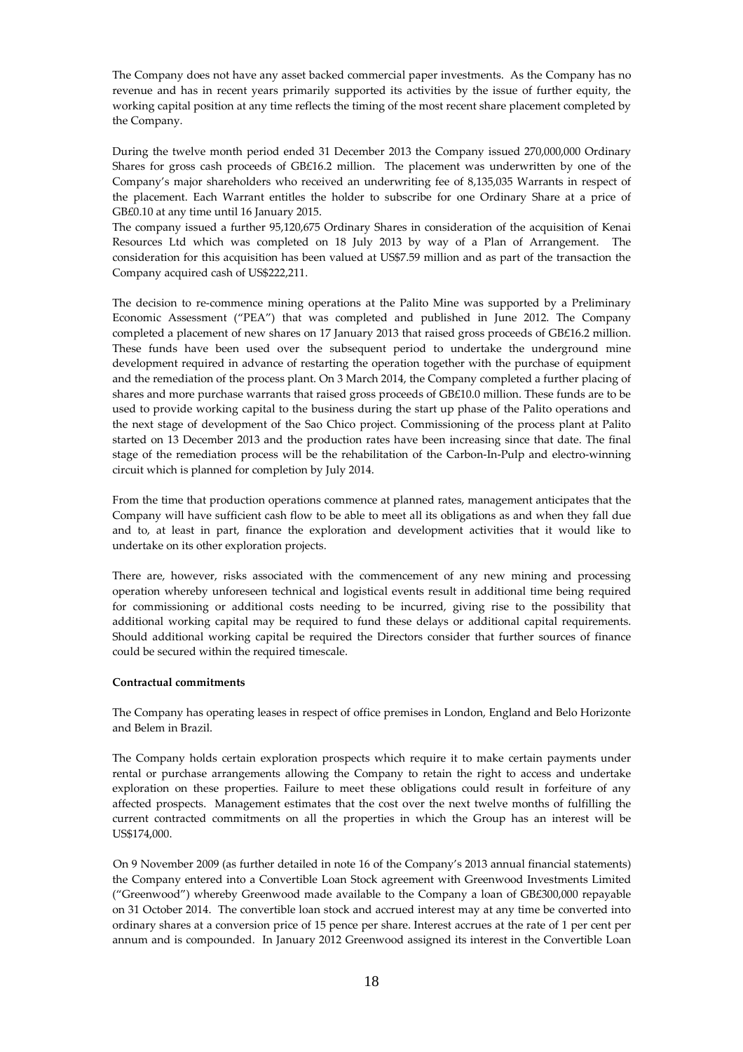The Company does not have any asset backed commercial paper investments. As the Company has no revenue and has in recent years primarily supported its activities by the issue of further equity, the working capital position at any time reflects the timing of the most recent share placement completed by the Company.

During the twelve month period ended 31 December 2013 the Company issued 270,000,000 Ordinary Shares for gross cash proceeds of GB£16.2 million. The placement was underwritten by one of the Company's major shareholders who received an underwriting fee of 8,135,035 Warrants in respect of the placement. Each Warrant entitles the holder to subscribe for one Ordinary Share at a price of GB£0.10 at any time until 16 January 2015.

The company issued a further 95,120,675 Ordinary Shares in consideration of the acquisition of Kenai Resources Ltd which was completed on 18 July 2013 by way of a Plan of Arrangement. The consideration for this acquisition has been valued at US$7.59 million and as part of the transaction the Company acquired cash of US$222,211.

The decision to re-commence mining operations at the Palito Mine was supported by a Preliminary Economic Assessment ("PEA") that was completed and published in June 2012. The Company completed a placement of new shares on 17 January 2013 that raised gross proceeds of GB£16.2 million. These funds have been used over the subsequent period to undertake the underground mine development required in advance of restarting the operation together with the purchase of equipment and the remediation of the process plant. On 3 March 2014, the Company completed a further placing of shares and more purchase warrants that raised gross proceeds of GB£10.0 million. These funds are to be used to provide working capital to the business during the start up phase of the Palito operations and the next stage of development of the Sao Chico project. Commissioning of the process plant at Palito started on 13 December 2013 and the production rates have been increasing since that date. The final stage of the remediation process will be the rehabilitation of the Carbon-In-Pulp and electro-winning circuit which is planned for completion by July 2014.

From the time that production operations commence at planned rates, management anticipates that the Company will have sufficient cash flow to be able to meet all its obligations as and when they fall due and to, at least in part, finance the exploration and development activities that it would like to undertake on its other exploration projects.

There are, however, risks associated with the commencement of any new mining and processing operation whereby unforeseen technical and logistical events result in additional time being required for commissioning or additional costs needing to be incurred, giving rise to the possibility that additional working capital may be required to fund these delays or additional capital requirements. Should additional working capital be required the Directors consider that further sources of finance could be secured within the required timescale.

**Contractual commitments**

The Company has operating leases in respect of office premises in London, England and Belo Horizonte and Belem in Brazil.

The Company holds certain exploration prospects which require it to make certain payments under rental or purchase arrangements allowing the Company to retain the right to access and undertake exploration on these properties. Failure to meet these obligations could result in forfeiture of any affected prospects. Management estimates that the cost over the next twelve months of fulfilling the current contracted commitments on all the properties in which the Group has an interest will be US$174,000.

On 9 November 2009 (as further detailed in note 16 of the Company's 2013 annual financial statements) the Company entered into a Convertible Loan Stock agreement with Greenwood Investments Limited ("Greenwood") whereby Greenwood made available to the Company a loan of GB£300,000 repayable on 31 October 2014. The convertible loan stock and accrued interest may at any time be converted into ordinary shares at a conversion price of 15 pence per share. Interest accrues at the rate of 1 per cent per annum and is compounded. In January 2012 Greenwood assigned its interest in the Convertible Loan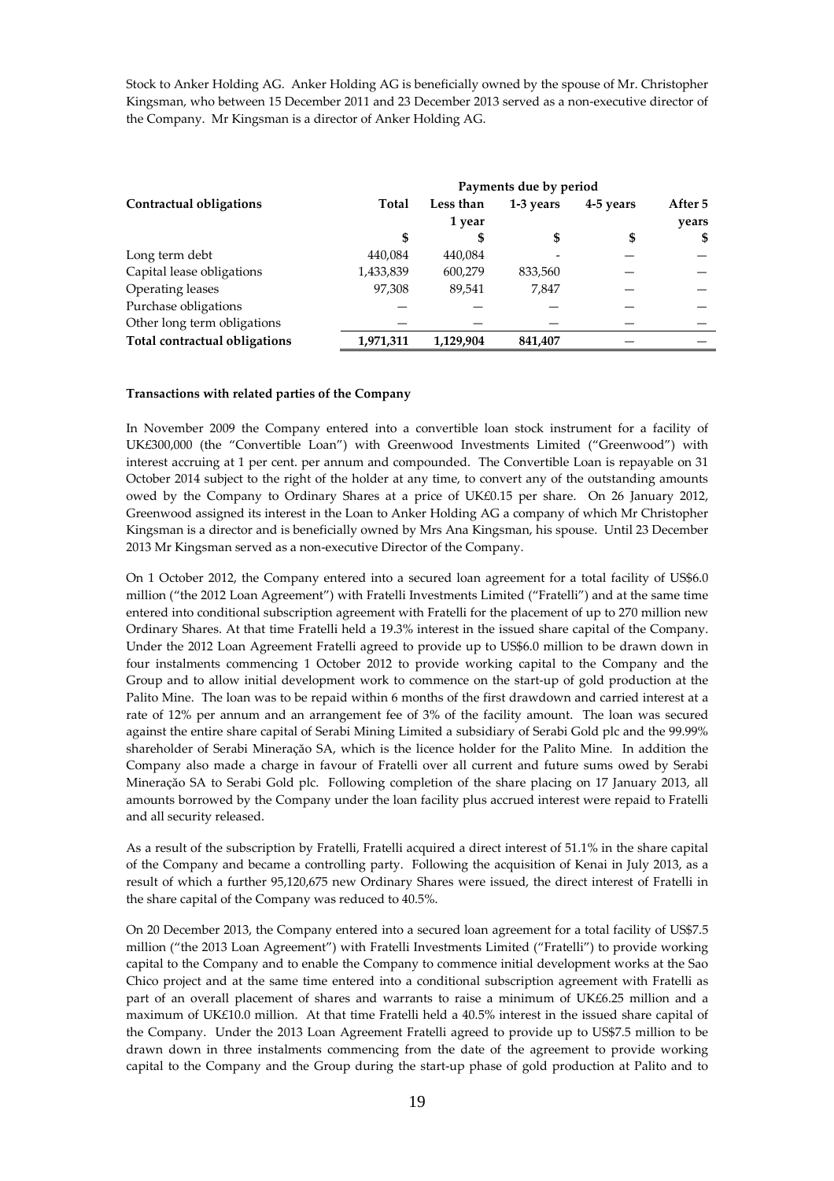Stock to Anker Holding AG. Anker Holding AG is beneficially owned by the spouse of Mr. Christopher Kingsman, who between 15 December 2011 and 23 December 2013 served as a non-executive director of the Company. Mr Kingsman is a director of Anker Holding AG.

| Contractual obligations | Payments due by period | | | | |
|---|---|---|---|---|---|
| | Total | Less than 1 year | 1-3 years | 4-5 years | After 5 years |
| | $ | $ | $ | $ | $ |
| Long term debt | 440,084 | 440,084 | - | — | — |
| Capital lease obligations | 1,433,839 | 600,279 | 833,560 | — | — |
| Operating leases | 97,308 | 89,541 | 7,847 | — | — |
| Purchase obligations | — | — | — | — | — |
| Other long term obligations | — | — | — | — | — |
| **Total contractual obligations** | **1,971,311** | **1,129,904** | **841,407** | **—** | **—** |

**Transactions with related parties of the Company**

In November 2009 the Company entered into a convertible loan stock instrument for a facility of UK£300,000 (the "Convertible Loan") with Greenwood Investments Limited ("Greenwood") with interest accruing at 1 per cent. per annum and compounded. The Convertible Loan is repayable on 31 October 2014 subject to the right of the holder at any time, to convert any of the outstanding amounts owed by the Company to Ordinary Shares at a price of UK£0.15 per share. On 26 January 2012, Greenwood assigned its interest in the Loan to Anker Holding AG a company of which Mr Christopher Kingsman is a director and is beneficially owned by Mrs Ana Kingsman, his spouse. Until 23 December 2013 Mr Kingsman served as a non-executive Director of the Company.

On 1 October 2012, the Company entered into a secured loan agreement for a total facility of US$6.0 million ("the 2012 Loan Agreement") with Fratelli Investments Limited ("Fratelli") and at the same time entered into conditional subscription agreement with Fratelli for the placement of up to 270 million new Ordinary Shares. At that time Fratelli held a 19.3% interest in the issued share capital of the Company. Under the 2012 Loan Agreement Fratelli agreed to provide up to US$6.0 million to be drawn down in four instalments commencing 1 October 2012 to provide working capital to the Company and the Group and to allow initial development work to commence on the start-up of gold production at the Palito Mine. The loan was to be repaid within 6 months of the first drawdown and carried interest at a rate of 12% per annum and an arrangement fee of 3% of the facility amount. The loan was secured against the entire share capital of Serabi Mining Limited a subsidiary of Serabi Gold plc and the 99.99% shareholder of Serabi Mineração SA, which is the licence holder for the Palito Mine. In addition the Company also made a charge in favour of Fratelli over all current and future sums owed by Serabi Mineração SA to Serabi Gold plc. Following completion of the share placing on 17 January 2013, all amounts borrowed by the Company under the loan facility plus accrued interest were repaid to Fratelli and all security released.

As a result of the subscription by Fratelli, Fratelli acquired a direct interest of 51.1% in the share capital of the Company and became a controlling party. Following the acquisition of Kenai in July 2013, as a result of which a further 95,120,675 new Ordinary Shares were issued, the direct interest of Fratelli in the share capital of the Company was reduced to 40.5%.

On 20 December 2013, the Company entered into a secured loan agreement for a total facility of US$7.5 million ("the 2013 Loan Agreement") with Fratelli Investments Limited ("Fratelli") to provide working capital to the Company and to enable the Company to commence initial development works at the Sao Chico project and at the same time entered into a conditional subscription agreement with Fratelli as part of an overall placement of shares and warrants to raise a minimum of UK£6.25 million and a maximum of UK£10.0 million. At that time Fratelli held a 40.5% interest in the issued share capital of the Company. Under the 2013 Loan Agreement Fratelli agreed to provide up to US$7.5 million to be drawn down in three instalments commencing from the date of the agreement to provide working capital to the Company and the Group during the start-up phase of gold production at Palito and to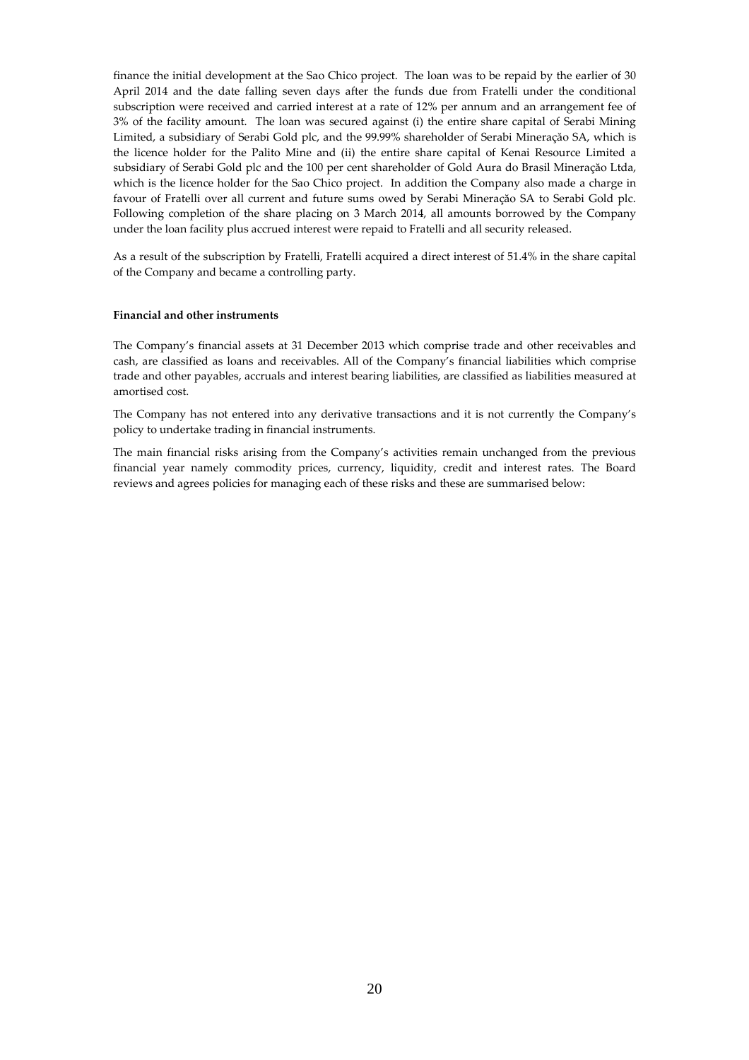finance the initial development at the Sao Chico project. The loan was to be repaid by the earlier of 30 April 2014 and the date falling seven days after the funds due from Fratelli under the conditional subscription were received and carried interest at a rate of 12% per annum and an arrangement fee of 3% of the facility amount. The loan was secured against (i) the entire share capital of Serabi Mining Limited, a subsidiary of Serabi Gold plc, and the 99.99% shareholder of Serabi Mineração SA, which is the licence holder for the Palito Mine and (ii) the entire share capital of Kenai Resource Limited a subsidiary of Serabi Gold plc and the 100 per cent shareholder of Gold Aura do Brasil Mineração Ltda, which is the licence holder for the Sao Chico project. In addition the Company also made a charge in favour of Fratelli over all current and future sums owed by Serabi Mineração SA to Serabi Gold plc. Following completion of the share placing on 3 March 2014, all amounts borrowed by the Company under the loan facility plus accrued interest were repaid to Fratelli and all security released.

As a result of the subscription by Fratelli, Fratelli acquired a direct interest of 51.4% in the share capital of the Company and became a controlling party.

**Financial and other instruments**

The Company's financial assets at 31 December 2013 which comprise trade and other receivables and cash, are classified as loans and receivables. All of the Company's financial liabilities which comprise trade and other payables, accruals and interest bearing liabilities, are classified as liabilities measured at amortised cost.

The Company has not entered into any derivative transactions and it is not currently the Company's policy to undertake trading in financial instruments.

The main financial risks arising from the Company's activities remain unchanged from the previous financial year namely commodity prices, currency, liquidity, credit and interest rates. The Board reviews and agrees policies for managing each of these risks and these are summarised below: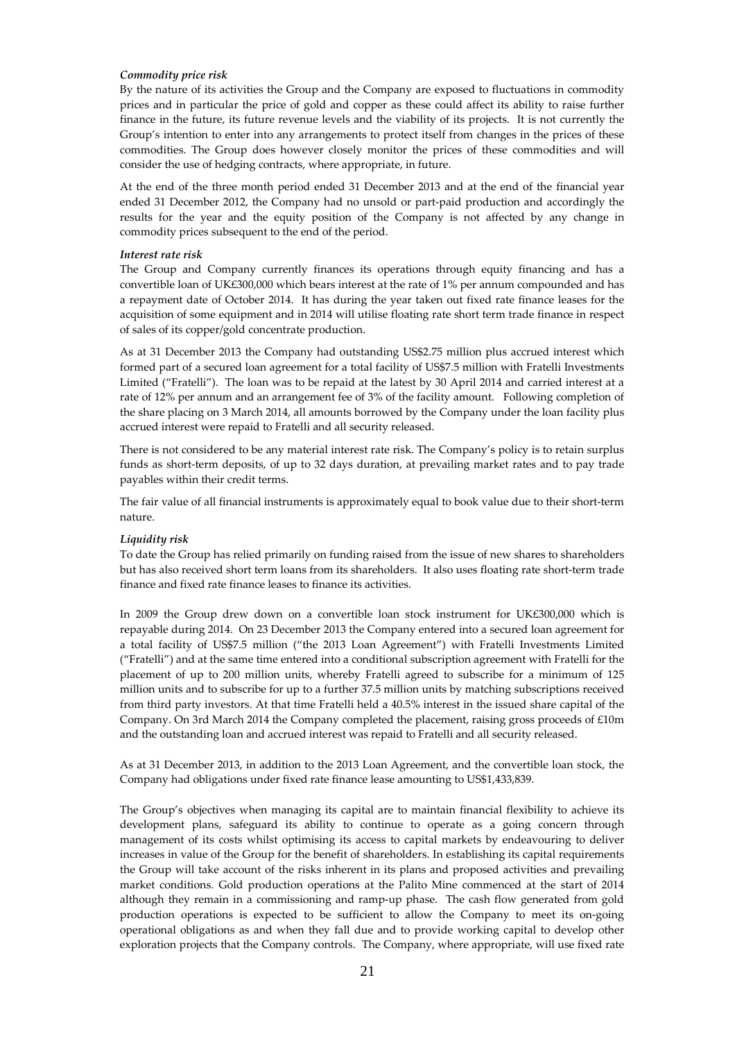*Commodity price risk*

By the nature of its activities the Group and the Company are exposed to fluctuations in commodity prices and in particular the price of gold and copper as these could affect its ability to raise further finance in the future, its future revenue levels and the viability of its projects. It is not currently the Group's intention to enter into any arrangements to protect itself from changes in the prices of these commodities. The Group does however closely monitor the prices of these commodities and will consider the use of hedging contracts, where appropriate, in future.

At the end of the three month period ended 31 December 2013 and at the end of the financial year ended 31 December 2012, the Company had no unsold or part-paid production and accordingly the results for the year and the equity position of the Company is not affected by any change in commodity prices subsequent to the end of the period.

*Interest rate risk*

The Group and Company currently finances its operations through equity financing and has a convertible loan of UK£300,000 which bears interest at the rate of 1% per annum compounded and has a repayment date of October 2014. It has during the year taken out fixed rate finance leases for the acquisition of some equipment and in 2014 will utilise floating rate short term trade finance in respect of sales of its copper/gold concentrate production.

As at 31 December 2013 the Company had outstanding US$2.75 million plus accrued interest which formed part of a secured loan agreement for a total facility of US$7.5 million with Fratelli Investments Limited ("Fratelli"). The loan was to be repaid at the latest by 30 April 2014 and carried interest at a rate of 12% per annum and an arrangement fee of 3% of the facility amount. Following completion of the share placing on 3 March 2014, all amounts borrowed by the Company under the loan facility plus accrued interest were repaid to Fratelli and all security released.

There is not considered to be any material interest rate risk. The Company's policy is to retain surplus funds as short-term deposits, of up to 32 days duration, at prevailing market rates and to pay trade payables within their credit terms.

The fair value of all financial instruments is approximately equal to book value due to their short-term nature.

*Liquidity risk*

To date the Group has relied primarily on funding raised from the issue of new shares to shareholders but has also received short term loans from its shareholders. It also uses floating rate short-term trade finance and fixed rate finance leases to finance its activities.

In 2009 the Group drew down on a convertible loan stock instrument for UK£300,000 which is repayable during 2014. On 23 December 2013 the Company entered into a secured loan agreement for a total facility of US$7.5 million ("the 2013 Loan Agreement") with Fratelli Investments Limited ("Fratelli") and at the same time entered into a conditional subscription agreement with Fratelli for the placement of up to 200 million units, whereby Fratelli agreed to subscribe for a minimum of 125 million units and to subscribe for up to a further 37.5 million units by matching subscriptions received from third party investors. At that time Fratelli held a 40.5% interest in the issued share capital of the Company. On 3rd March 2014 the Company completed the placement, raising gross proceeds of £10m and the outstanding loan and accrued interest was repaid to Fratelli and all security released.

As at 31 December 2013, in addition to the 2013 Loan Agreement, and the convertible loan stock, the Company had obligations under fixed rate finance lease amounting to US$1,433,839.

The Group's objectives when managing its capital are to maintain financial flexibility to achieve its development plans, safeguard its ability to continue to operate as a going concern through management of its costs whilst optimising its access to capital markets by endeavouring to deliver increases in value of the Group for the benefit of shareholders. In establishing its capital requirements the Group will take account of the risks inherent in its plans and proposed activities and prevailing market conditions. Gold production operations at the Palito Mine commenced at the start of 2014 although they remain in a commissioning and ramp-up phase. The cash flow generated from gold production operations is expected to be sufficient to allow the Company to meet its on-going operational obligations as and when they fall due and to provide working capital to develop other exploration projects that the Company controls. The Company, where appropriate, will use fixed rate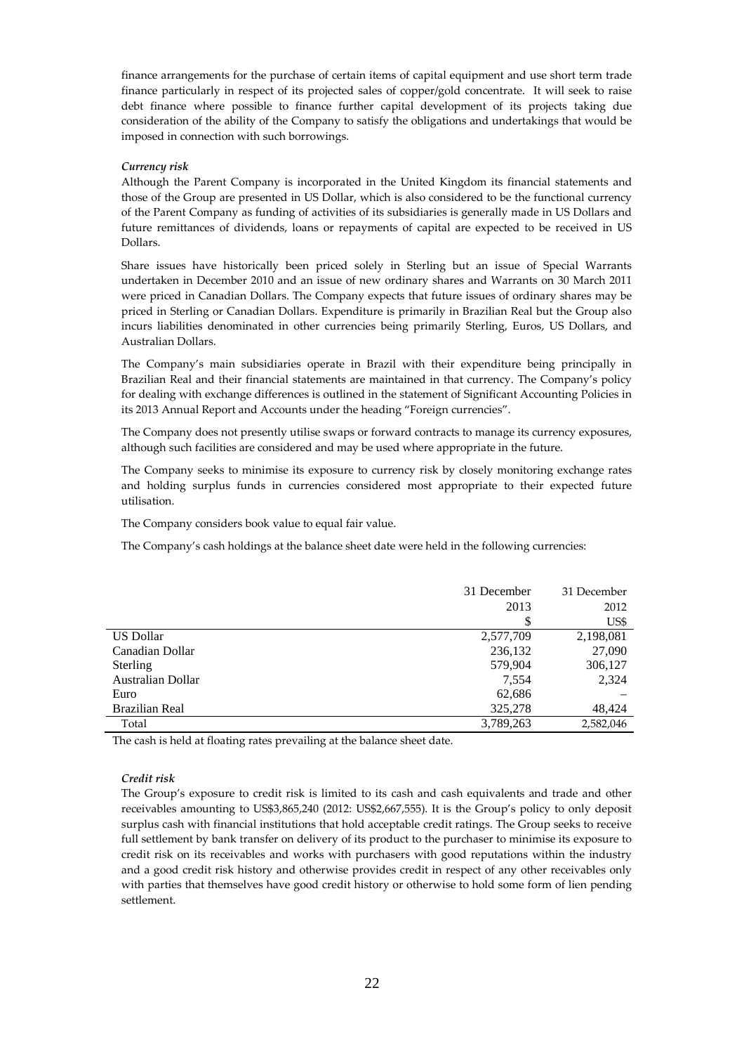finance arrangements for the purchase of certain items of capital equipment and use short term trade finance particularly in respect of its projected sales of copper/gold concentrate. It will seek to raise debt finance where possible to finance further capital development of its projects taking due consideration of the ability of the Company to satisfy the obligations and undertakings that would be imposed in connection with such borrowings.

*Currency risk*

Although the Parent Company is incorporated in the United Kingdom its financial statements and those of the Group are presented in US Dollar, which is also considered to be the functional currency of the Parent Company as funding of activities of its subsidiaries is generally made in US Dollars and future remittances of dividends, loans or repayments of capital are expected to be received in US Dollars.

Share issues have historically been priced solely in Sterling but an issue of Special Warrants undertaken in December 2010 and an issue of new ordinary shares and Warrants on 30 March 2011 were priced in Canadian Dollars. The Company expects that future issues of ordinary shares may be priced in Sterling or Canadian Dollars. Expenditure is primarily in Brazilian Real but the Group also incurs liabilities denominated in other currencies being primarily Sterling, Euros, US Dollars, and Australian Dollars.

The Company's main subsidiaries operate in Brazil with their expenditure being principally in Brazilian Real and their financial statements are maintained in that currency. The Company's policy for dealing with exchange differences is outlined in the statement of Significant Accounting Policies in its 2013 Annual Report and Accounts under the heading "Foreign currencies".

The Company does not presently utilise swaps or forward contracts to manage its currency exposures, although such facilities are considered and may be used where appropriate in the future.

The Company seeks to minimise its exposure to currency risk by closely monitoring exchange rates and holding surplus funds in currencies considered most appropriate to their expected future utilisation.

The Company considers book value to equal fair value.

The Company's cash holdings at the balance sheet date were held in the following currencies:

| | 31 December 2013 | 31 December 2012 |
|---|---|---|
| | $ | US$ |
| US Dollar | 2,577,709 | 2,198,081 |
| Canadian Dollar | 236,132 | 27,090 |
| Sterling | 579,904 | 306,127 |
| Australian Dollar | 7,554 | 2,324 |
| Euro | 62,686 | – |
| Brazilian Real | 325,278 | 48,424 |
| Total | 3,789,263 | 2,582,046 |

The cash is held at floating rates prevailing at the balance sheet date.

*Credit risk*

The Group's exposure to credit risk is limited to its cash and cash equivalents and trade and other receivables amounting to US$3,865,240 (2012: US$2,667,555). It is the Group's policy to only deposit surplus cash with financial institutions that hold acceptable credit ratings. The Group seeks to receive full settlement by bank transfer on delivery of its product to the purchaser to minimise its exposure to credit risk on its receivables and works with purchasers with good reputations within the industry and a good credit risk history and otherwise provides credit in respect of any other receivables only with parties that themselves have good credit history or otherwise to hold some form of lien pending settlement.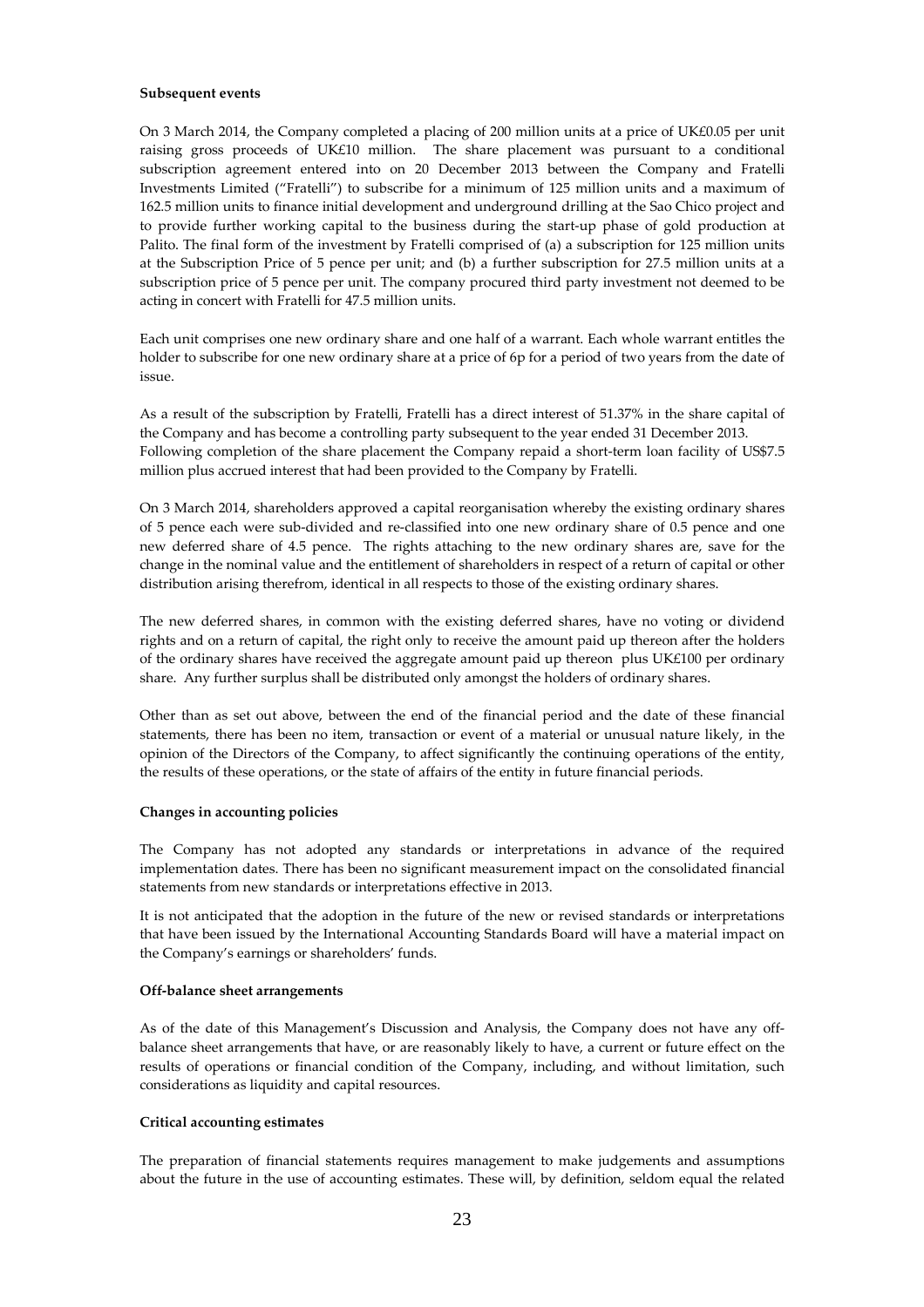**Subsequent events**

On 3 March 2014, the Company completed a placing of 200 million units at a price of UK£0.05 per unit raising gross proceeds of UK£10 million. The share placement was pursuant to a conditional subscription agreement entered into on 20 December 2013 between the Company and Fratelli Investments Limited ("Fratelli") to subscribe for a minimum of 125 million units and a maximum of 162.5 million units to finance initial development and underground drilling at the Sao Chico project and to provide further working capital to the business during the start-up phase of gold production at Palito. The final form of the investment by Fratelli comprised of (a) a subscription for 125 million units at the Subscription Price of 5 pence per unit; and (b) a further subscription for 27.5 million units at a subscription price of 5 pence per unit. The company procured third party investment not deemed to be acting in concert with Fratelli for 47.5 million units.

Each unit comprises one new ordinary share and one half of a warrant. Each whole warrant entitles the holder to subscribe for one new ordinary share at a price of 6p for a period of two years from the date of issue.

As a result of the subscription by Fratelli, Fratelli has a direct interest of 51.37% in the share capital of the Company and has become a controlling party subsequent to the year ended 31 December 2013. Following completion of the share placement the Company repaid a short-term loan facility of US$7.5 million plus accrued interest that had been provided to the Company by Fratelli.

On 3 March 2014, shareholders approved a capital reorganisation whereby the existing ordinary shares of 5 pence each were sub-divided and re-classified into one new ordinary share of 0.5 pence and one new deferred share of 4.5 pence. The rights attaching to the new ordinary shares are, save for the change in the nominal value and the entitlement of shareholders in respect of a return of capital or other distribution arising therefrom, identical in all respects to those of the existing ordinary shares.

The new deferred shares, in common with the existing deferred shares, have no voting or dividend rights and on a return of capital, the right only to receive the amount paid up thereon after the holders of the ordinary shares have received the aggregate amount paid up thereon plus UK£100 per ordinary share. Any further surplus shall be distributed only amongst the holders of ordinary shares.

Other than as set out above, between the end of the financial period and the date of these financial statements, there has been no item, transaction or event of a material or unusual nature likely, in the opinion of the Directors of the Company, to affect significantly the continuing operations of the entity, the results of these operations, or the state of affairs of the entity in future financial periods.

**Changes in accounting policies**

The Company has not adopted any standards or interpretations in advance of the required implementation dates. There has been no significant measurement impact on the consolidated financial statements from new standards or interpretations effective in 2013.

It is not anticipated that the adoption in the future of the new or revised standards or interpretations that have been issued by the International Accounting Standards Board will have a material impact on the Company's earnings or shareholders' funds.

**Off-balance sheet arrangements**

As of the date of this Management's Discussion and Analysis, the Company does not have any off-balance sheet arrangements that have, or are reasonably likely to have, a current or future effect on the results of operations or financial condition of the Company, including, and without limitation, such considerations as liquidity and capital resources.

**Critical accounting estimates**

The preparation of financial statements requires management to make judgements and assumptions about the future in the use of accounting estimates. These will, by definition, seldom equal the related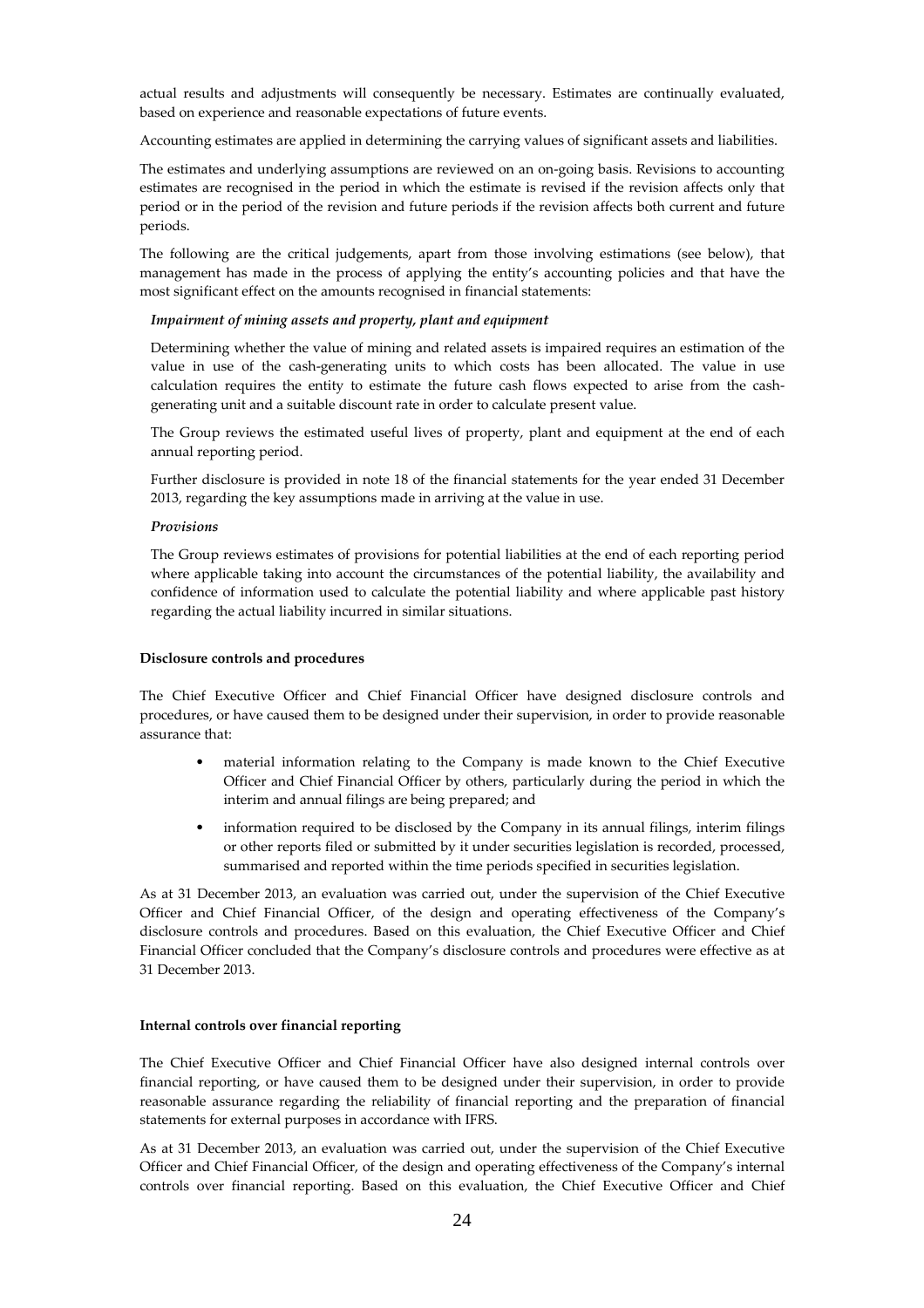actual results and adjustments will consequently be necessary. Estimates are continually evaluated, based on experience and reasonable expectations of future events.

Accounting estimates are applied in determining the carrying values of significant assets and liabilities.

The estimates and underlying assumptions are reviewed on an on-going basis. Revisions to accounting estimates are recognised in the period in which the estimate is revised if the revision affects only that period or in the period of the revision and future periods if the revision affects both current and future periods.

The following are the critical judgements, apart from those involving estimations (see below), that management has made in the process of applying the entity's accounting policies and that have the most significant effect on the amounts recognised in financial statements:

***Impairment of mining assets and property, plant and equipment***

Determining whether the value of mining and related assets is impaired requires an estimation of the value in use of the cash-generating units to which costs has been allocated. The value in use calculation requires the entity to estimate the future cash flows expected to arise from the cash-generating unit and a suitable discount rate in order to calculate present value.

The Group reviews the estimated useful lives of property, plant and equipment at the end of each annual reporting period.

Further disclosure is provided in note 18 of the financial statements for the year ended 31 December 2013, regarding the key assumptions made in arriving at the value in use.

***Provisions***

The Group reviews estimates of provisions for potential liabilities at the end of each reporting period where applicable taking into account the circumstances of the potential liability, the availability and confidence of information used to calculate the potential liability and where applicable past history regarding the actual liability incurred in similar situations.

**Disclosure controls and procedures**

The Chief Executive Officer and Chief Financial Officer have designed disclosure controls and procedures, or have caused them to be designed under their supervision, in order to provide reasonable assurance that:

- material information relating to the Company is made known to the Chief Executive Officer and Chief Financial Officer by others, particularly during the period in which the interim and annual filings are being prepared; and
- information required to be disclosed by the Company in its annual filings, interim filings or other reports filed or submitted by it under securities legislation is recorded, processed, summarised and reported within the time periods specified in securities legislation.

As at 31 December 2013, an evaluation was carried out, under the supervision of the Chief Executive Officer and Chief Financial Officer, of the design and operating effectiveness of the Company's disclosure controls and procedures. Based on this evaluation, the Chief Executive Officer and Chief Financial Officer concluded that the Company's disclosure controls and procedures were effective as at 31 December 2013.

**Internal controls over financial reporting**

The Chief Executive Officer and Chief Financial Officer have also designed internal controls over financial reporting, or have caused them to be designed under their supervision, in order to provide reasonable assurance regarding the reliability of financial reporting and the preparation of financial statements for external purposes in accordance with IFRS.

As at 31 December 2013, an evaluation was carried out, under the supervision of the Chief Executive Officer and Chief Financial Officer, of the design and operating effectiveness of the Company's internal controls over financial reporting. Based on this evaluation, the Chief Executive Officer and Chief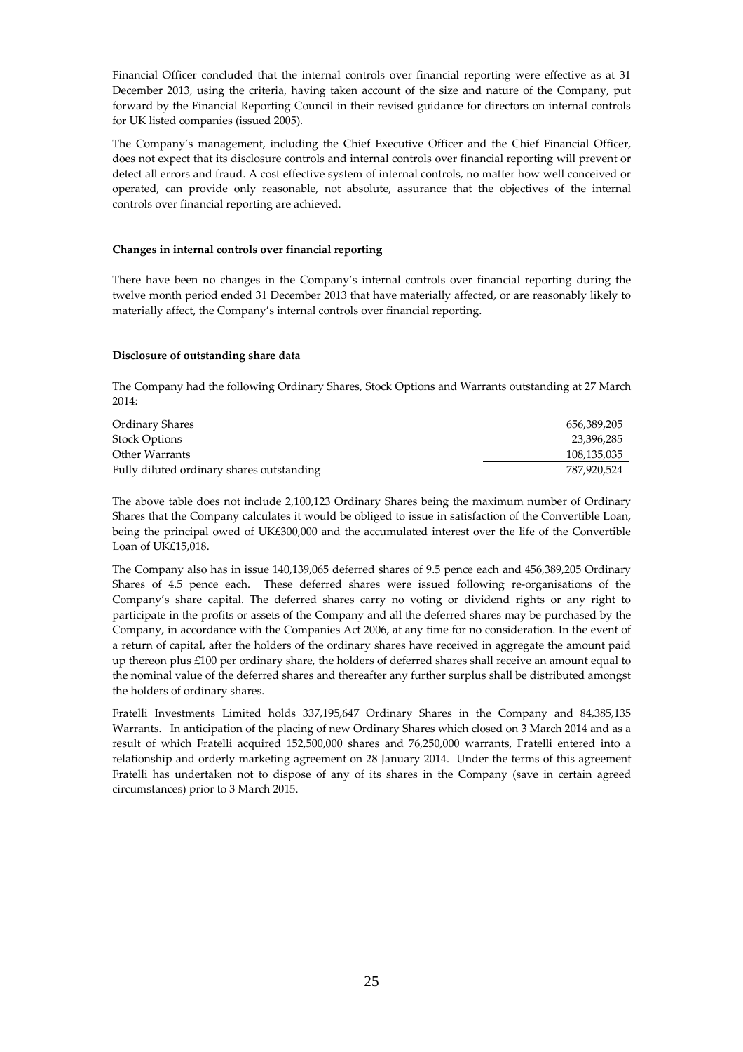Financial Officer concluded that the internal controls over financial reporting were effective as at 31 December 2013, using the criteria, having taken account of the size and nature of the Company, put forward by the Financial Reporting Council in their revised guidance for directors on internal controls for UK listed companies (issued 2005).

The Company's management, including the Chief Executive Officer and the Chief Financial Officer, does not expect that its disclosure controls and internal controls over financial reporting will prevent or detect all errors and fraud. A cost effective system of internal controls, no matter how well conceived or operated, can provide only reasonable, not absolute, assurance that the objectives of the internal controls over financial reporting are achieved.

**Changes in internal controls over financial reporting**

There have been no changes in the Company's internal controls over financial reporting during the twelve month period ended 31 December 2013 that have materially affected, or are reasonably likely to materially affect, the Company's internal controls over financial reporting.

**Disclosure of outstanding share data**

The Company had the following Ordinary Shares, Stock Options and Warrants outstanding at 27 March 2014:

| | |
|---|---|
| Ordinary Shares | 656,389,205 |
| Stock Options | 23,396,285 |
| Other Warrants | 108,135,035 |
| Fully diluted ordinary shares outstanding | 787,920,524 |

The above table does not include 2,100,123 Ordinary Shares being the maximum number of Ordinary Shares that the Company calculates it would be obliged to issue in satisfaction of the Convertible Loan, being the principal owed of UK£300,000 and the accumulated interest over the life of the Convertible Loan of UK£15,018.

The Company also has in issue 140,139,065 deferred shares of 9.5 pence each and 456,389,205 Ordinary Shares of 4.5 pence each. These deferred shares were issued following re-organisations of the Company's share capital. The deferred shares carry no voting or dividend rights or any right to participate in the profits or assets of the Company and all the deferred shares may be purchased by the Company, in accordance with the Companies Act 2006, at any time for no consideration. In the event of a return of capital, after the holders of the ordinary shares have received in aggregate the amount paid up thereon plus £100 per ordinary share, the holders of deferred shares shall receive an amount equal to the nominal value of the deferred shares and thereafter any further surplus shall be distributed amongst the holders of ordinary shares.

Fratelli Investments Limited holds 337,195,647 Ordinary Shares in the Company and 84,385,135 Warrants. In anticipation of the placing of new Ordinary Shares which closed on 3 March 2014 and as a result of which Fratelli acquired 152,500,000 shares and 76,250,000 warrants, Fratelli entered into a relationship and orderly marketing agreement on 28 January 2014. Under the terms of this agreement Fratelli has undertaken not to dispose of any of its shares in the Company (save in certain agreed circumstances) prior to 3 March 2015.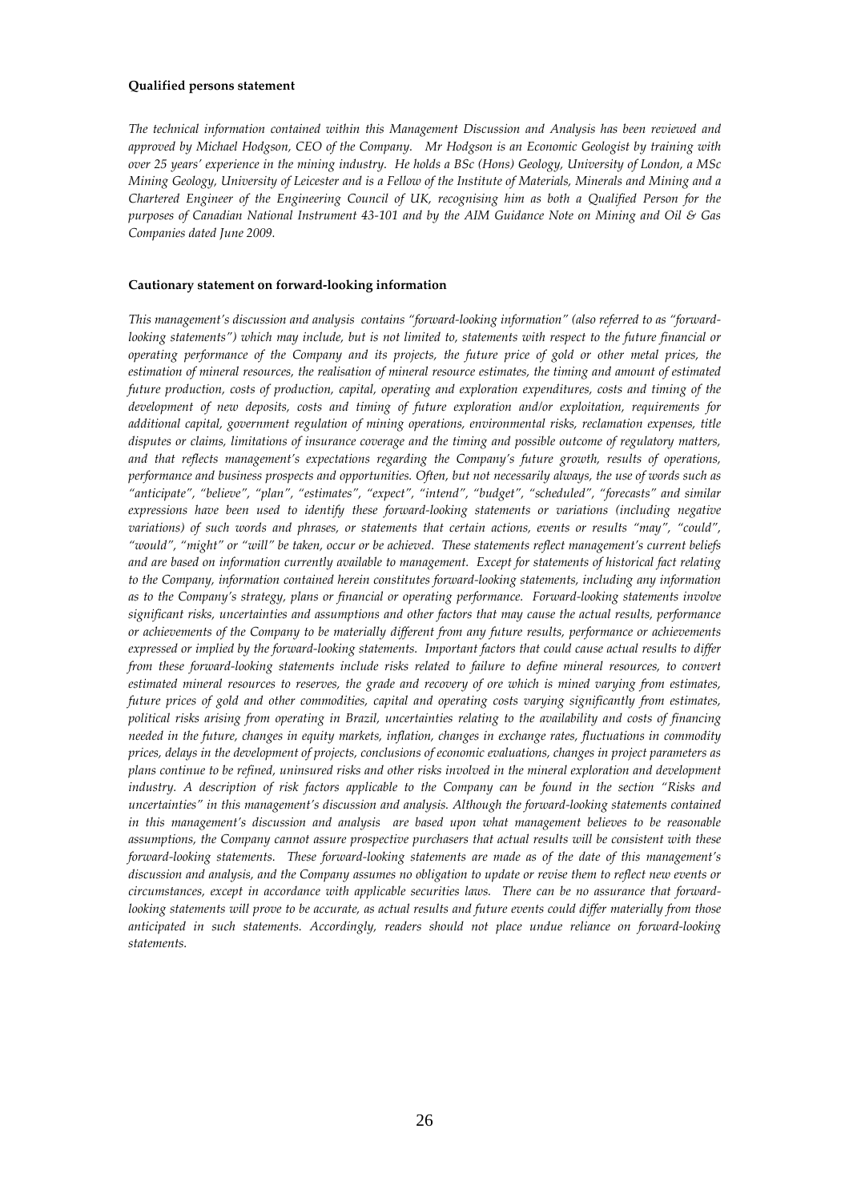**Qualified persons statement**

*The technical information contained within this Management Discussion and Analysis has been reviewed and approved by Michael Hodgson, CEO of the Company. Mr Hodgson is an Economic Geologist by training with over 25 years' experience in the mining industry. He holds a BSc (Hons) Geology, University of London, a MSc Mining Geology, University of Leicester and is a Fellow of the Institute of Materials, Minerals and Mining and a Chartered Engineer of the Engineering Council of UK, recognising him as both a Qualified Person for the purposes of Canadian National Instrument 43-101 and by the AIM Guidance Note on Mining and Oil & Gas Companies dated June 2009.*

**Cautionary statement on forward-looking information**

*This management's discussion and analysis contains "forward-looking information" (also referred to as "forward-looking statements") which may include, but is not limited to, statements with respect to the future financial or operating performance of the Company and its projects, the future price of gold or other metal prices, the estimation of mineral resources, the realisation of mineral resource estimates, the timing and amount of estimated future production, costs of production, capital, operating and exploration expenditures, costs and timing of the development of new deposits, costs and timing of future exploration and/or exploitation, requirements for additional capital, government regulation of mining operations, environmental risks, reclamation expenses, title disputes or claims, limitations of insurance coverage and the timing and possible outcome of regulatory matters, and that reflects management's expectations regarding the Company's future growth, results of operations, performance and business prospects and opportunities. Often, but not necessarily always, the use of words such as "anticipate", "believe", "plan", "estimates", "expect", "intend", "budget", "scheduled", "forecasts" and similar expressions have been used to identify these forward-looking statements or variations (including negative variations) of such words and phrases, or statements that certain actions, events or results "may", "could", "would", "might" or "will" be taken, occur or be achieved. These statements reflect management's current beliefs and are based on information currently available to management. Except for statements of historical fact relating to the Company, information contained herein constitutes forward-looking statements, including any information as to the Company's strategy, plans or financial or operating performance. Forward-looking statements involve significant risks, uncertainties and assumptions and other factors that may cause the actual results, performance or achievements of the Company to be materially different from any future results, performance or achievements expressed or implied by the forward-looking statements. Important factors that could cause actual results to differ from these forward-looking statements include risks related to failure to define mineral resources, to convert estimated mineral resources to reserves, the grade and recovery of ore which is mined varying from estimates, future prices of gold and other commodities, capital and operating costs varying significantly from estimates, political risks arising from operating in Brazil, uncertainties relating to the availability and costs of financing needed in the future, changes in equity markets, inflation, changes in exchange rates, fluctuations in commodity prices, delays in the development of projects, conclusions of economic evaluations, changes in project parameters as plans continue to be refined, uninsured risks and other risks involved in the mineral exploration and development industry. A description of risk factors applicable to the Company can be found in the section "Risks and uncertainties" in this management's discussion and analysis. Although the forward-looking statements contained in this management's discussion and analysis are based upon what management believes to be reasonable assumptions, the Company cannot assure prospective purchasers that actual results will be consistent with these forward-looking statements. These forward-looking statements are made as of the date of this management's discussion and analysis, and the Company assumes no obligation to update or revise them to reflect new events or circumstances, except in accordance with applicable securities laws. There can be no assurance that forward-looking statements will prove to be accurate, as actual results and future events could differ materially from those anticipated in such statements. Accordingly, readers should not place undue reliance on forward-looking statements.*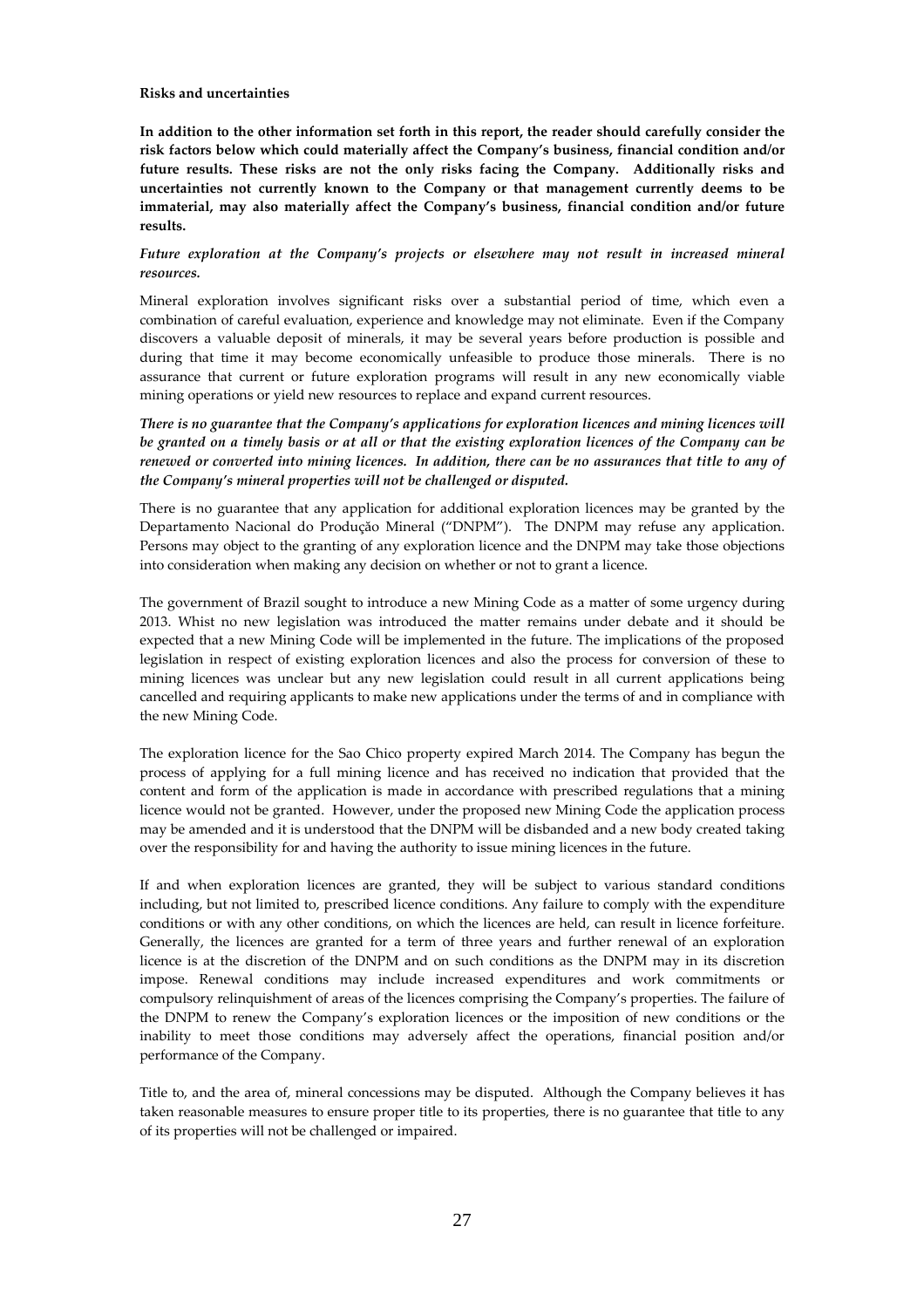**Risks and uncertainties**

**In addition to the other information set forth in this report, the reader should carefully consider the risk factors below which could materially affect the Company's business, financial condition and/or future results. These risks are not the only risks facing the Company. Additionally risks and uncertainties not currently known to the Company or that management currently deems to be immaterial, may also materially affect the Company's business, financial condition and/or future results.**

***Future exploration at the Company's projects or elsewhere may not result in increased mineral resources.***

Mineral exploration involves significant risks over a substantial period of time, which even a combination of careful evaluation, experience and knowledge may not eliminate. Even if the Company discovers a valuable deposit of minerals, it may be several years before production is possible and during that time it may become economically unfeasible to produce those minerals. There is no assurance that current or future exploration programs will result in any new economically viable mining operations or yield new resources to replace and expand current resources.

***There is no guarantee that the Company's applications for exploration licences and mining licences will be granted on a timely basis or at all or that the existing exploration licences of the Company can be renewed or converted into mining licences. In addition, there can be no assurances that title to any of the Company's mineral properties will not be challenged or disputed.***

There is no guarantee that any application for additional exploration licences may be granted by the Departamento Nacional do Produção Mineral ("DNPM"). The DNPM may refuse any application. Persons may object to the granting of any exploration licence and the DNPM may take those objections into consideration when making any decision on whether or not to grant a licence.

The government of Brazil sought to introduce a new Mining Code as a matter of some urgency during 2013. Whist no new legislation was introduced the matter remains under debate and it should be expected that a new Mining Code will be implemented in the future. The implications of the proposed legislation in respect of existing exploration licences and also the process for conversion of these to mining licences was unclear but any new legislation could result in all current applications being cancelled and requiring applicants to make new applications under the terms of and in compliance with the new Mining Code.

The exploration licence for the Sao Chico property expired March 2014. The Company has begun the process of applying for a full mining licence and has received no indication that provided that the content and form of the application is made in accordance with prescribed regulations that a mining licence would not be granted. However, under the proposed new Mining Code the application process may be amended and it is understood that the DNPM will be disbanded and a new body created taking over the responsibility for and having the authority to issue mining licences in the future.

If and when exploration licences are granted, they will be subject to various standard conditions including, but not limited to, prescribed licence conditions. Any failure to comply with the expenditure conditions or with any other conditions, on which the licences are held, can result in licence forfeiture. Generally, the licences are granted for a term of three years and further renewal of an exploration licence is at the discretion of the DNPM and on such conditions as the DNPM may in its discretion impose. Renewal conditions may include increased expenditures and work commitments or compulsory relinquishment of areas of the licences comprising the Company's properties. The failure of the DNPM to renew the Company's exploration licences or the imposition of new conditions or the inability to meet those conditions may adversely affect the operations, financial position and/or performance of the Company.

Title to, and the area of, mineral concessions may be disputed. Although the Company believes it has taken reasonable measures to ensure proper title to its properties, there is no guarantee that title to any of its properties will not be challenged or impaired.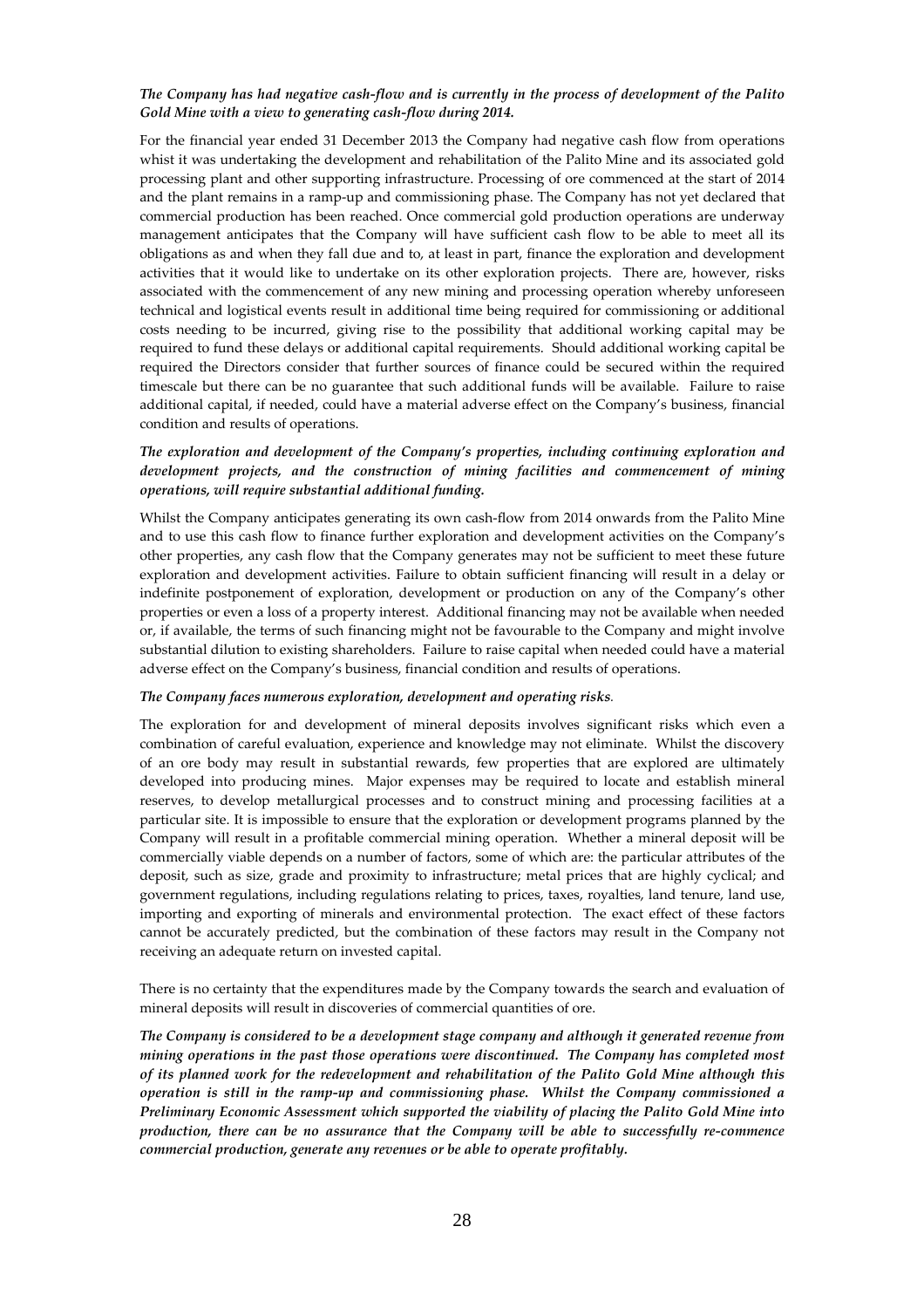***The Company has had negative cash-flow and is currently in the process of development of the Palito Gold Mine with a view to generating cash-flow during 2014.***

For the financial year ended 31 December 2013 the Company had negative cash flow from operations whist it was undertaking the development and rehabilitation of the Palito Mine and its associated gold processing plant and other supporting infrastructure. Processing of ore commenced at the start of 2014 and the plant remains in a ramp-up and commissioning phase. The Company has not yet declared that commercial production has been reached. Once commercial gold production operations are underway management anticipates that the Company will have sufficient cash flow to be able to meet all its obligations as and when they fall due and to, at least in part, finance the exploration and development activities that it would like to undertake on its other exploration projects. There are, however, risks associated with the commencement of any new mining and processing operation whereby unforeseen technical and logistical events result in additional time being required for commissioning or additional costs needing to be incurred, giving rise to the possibility that additional working capital may be required to fund these delays or additional capital requirements. Should additional working capital be required the Directors consider that further sources of finance could be secured within the required timescale but there can be no guarantee that such additional funds will be available. Failure to raise additional capital, if needed, could have a material adverse effect on the Company's business, financial condition and results of operations.

***The exploration and development of the Company's properties, including continuing exploration and development projects, and the construction of mining facilities and commencement of mining operations, will require substantial additional funding.***

Whilst the Company anticipates generating its own cash-flow from 2014 onwards from the Palito Mine and to use this cash flow to finance further exploration and development activities on the Company's other properties, any cash flow that the Company generates may not be sufficient to meet these future exploration and development activities. Failure to obtain sufficient financing will result in a delay or indefinite postponement of exploration, development or production on any of the Company's other properties or even a loss of a property interest. Additional financing may not be available when needed or, if available, the terms of such financing might not be favourable to the Company and might involve substantial dilution to existing shareholders. Failure to raise capital when needed could have a material adverse effect on the Company's business, financial condition and results of operations.

***The Company faces numerous exploration, development and operating risks*.**

The exploration for and development of mineral deposits involves significant risks which even a combination of careful evaluation, experience and knowledge may not eliminate. Whilst the discovery of an ore body may result in substantial rewards, few properties that are explored are ultimately developed into producing mines. Major expenses may be required to locate and establish mineral reserves, to develop metallurgical processes and to construct mining and processing facilities at a particular site. It is impossible to ensure that the exploration or development programs planned by the Company will result in a profitable commercial mining operation. Whether a mineral deposit will be commercially viable depends on a number of factors, some of which are: the particular attributes of the deposit, such as size, grade and proximity to infrastructure; metal prices that are highly cyclical; and government regulations, including regulations relating to prices, taxes, royalties, land tenure, land use, importing and exporting of minerals and environmental protection. The exact effect of these factors cannot be accurately predicted, but the combination of these factors may result in the Company not receiving an adequate return on invested capital.

There is no certainty that the expenditures made by the Company towards the search and evaluation of mineral deposits will result in discoveries of commercial quantities of ore.

***The Company is considered to be a development stage company and although it generated revenue from mining operations in the past those operations were discontinued. The Company has completed most of its planned work for the redevelopment and rehabilitation of the Palito Gold Mine although this operation is still in the ramp-up and commissioning phase. Whilst the Company commissioned a Preliminary Economic Assessment which supported the viability of placing the Palito Gold Mine into production, there can be no assurance that the Company will be able to successfully re-commence commercial production, generate any revenues or be able to operate profitably.***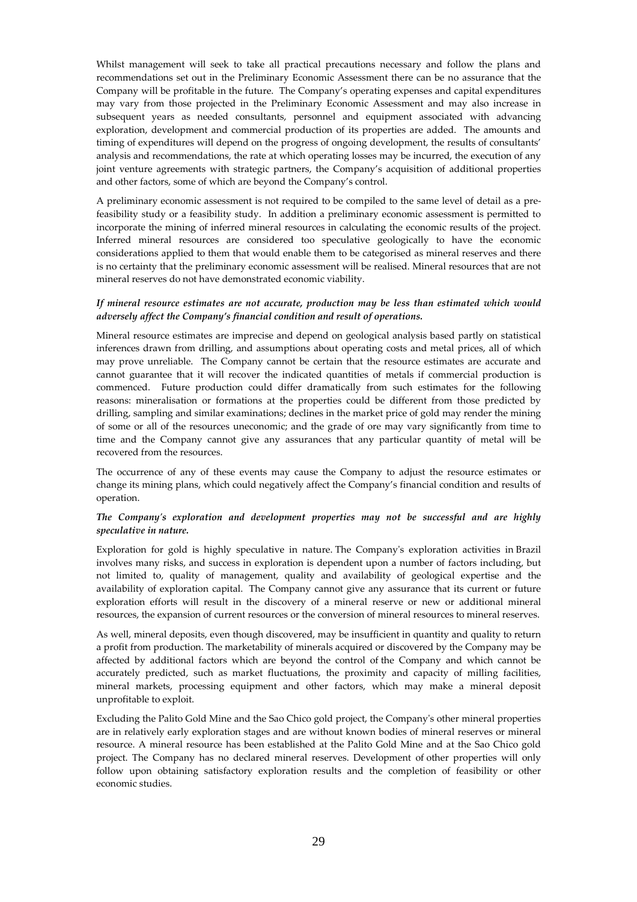Whilst management will seek to take all practical precautions necessary and follow the plans and recommendations set out in the Preliminary Economic Assessment there can be no assurance that the Company will be profitable in the future. The Company's operating expenses and capital expenditures may vary from those projected in the Preliminary Economic Assessment and may also increase in subsequent years as needed consultants, personnel and equipment associated with advancing exploration, development and commercial production of its properties are added. The amounts and timing of expenditures will depend on the progress of ongoing development, the results of consultants' analysis and recommendations, the rate at which operating losses may be incurred, the execution of any joint venture agreements with strategic partners, the Company's acquisition of additional properties and other factors, some of which are beyond the Company's control.

A preliminary economic assessment is not required to be compiled to the same level of detail as a pre-feasibility study or a feasibility study. In addition a preliminary economic assessment is permitted to incorporate the mining of inferred mineral resources in calculating the economic results of the project. Inferred mineral resources are considered too speculative geologically to have the economic considerations applied to them that would enable them to be categorised as mineral reserves and there is no certainty that the preliminary economic assessment will be realised. Mineral resources that are not mineral reserves do not have demonstrated economic viability.

***If mineral resource estimates are not accurate, production may be less than estimated which would adversely affect the Company's financial condition and result of operations.***

Mineral resource estimates are imprecise and depend on geological analysis based partly on statistical inferences drawn from drilling, and assumptions about operating costs and metal prices, all of which may prove unreliable. The Company cannot be certain that the resource estimates are accurate and cannot guarantee that it will recover the indicated quantities of metals if commercial production is commenced. Future production could differ dramatically from such estimates for the following reasons: mineralisation or formations at the properties could be different from those predicted by drilling, sampling and similar examinations; declines in the market price of gold may render the mining of some or all of the resources uneconomic; and the grade of ore may vary significantly from time to time and the Company cannot give any assurances that any particular quantity of metal will be recovered from the resources.

The occurrence of any of these events may cause the Company to adjust the resource estimates or change its mining plans, which could negatively affect the Company's financial condition and results of operation.

***The Company's exploration and development properties may not be successful and are highly speculative in nature.***

Exploration for gold is highly speculative in nature. The Company's exploration activities in Brazil involves many risks, and success in exploration is dependent upon a number of factors including, but not limited to, quality of management, quality and availability of geological expertise and the availability of exploration capital. The Company cannot give any assurance that its current or future exploration efforts will result in the discovery of a mineral reserve or new or additional mineral resources, the expansion of current resources or the conversion of mineral resources to mineral reserves.

As well, mineral deposits, even though discovered, may be insufficient in quantity and quality to return a profit from production. The marketability of minerals acquired or discovered by the Company may be affected by additional factors which are beyond the control of the Company and which cannot be accurately predicted, such as market fluctuations, the proximity and capacity of milling facilities, mineral markets, processing equipment and other factors, which may make a mineral deposit unprofitable to exploit.

Excluding the Palito Gold Mine and the Sao Chico gold project, the Company's other mineral properties are in relatively early exploration stages and are without known bodies of mineral reserves or mineral resource. A mineral resource has been established at the Palito Gold Mine and at the Sao Chico gold project. The Company has no declared mineral reserves. Development of other properties will only follow upon obtaining satisfactory exploration results and the completion of feasibility or other economic studies.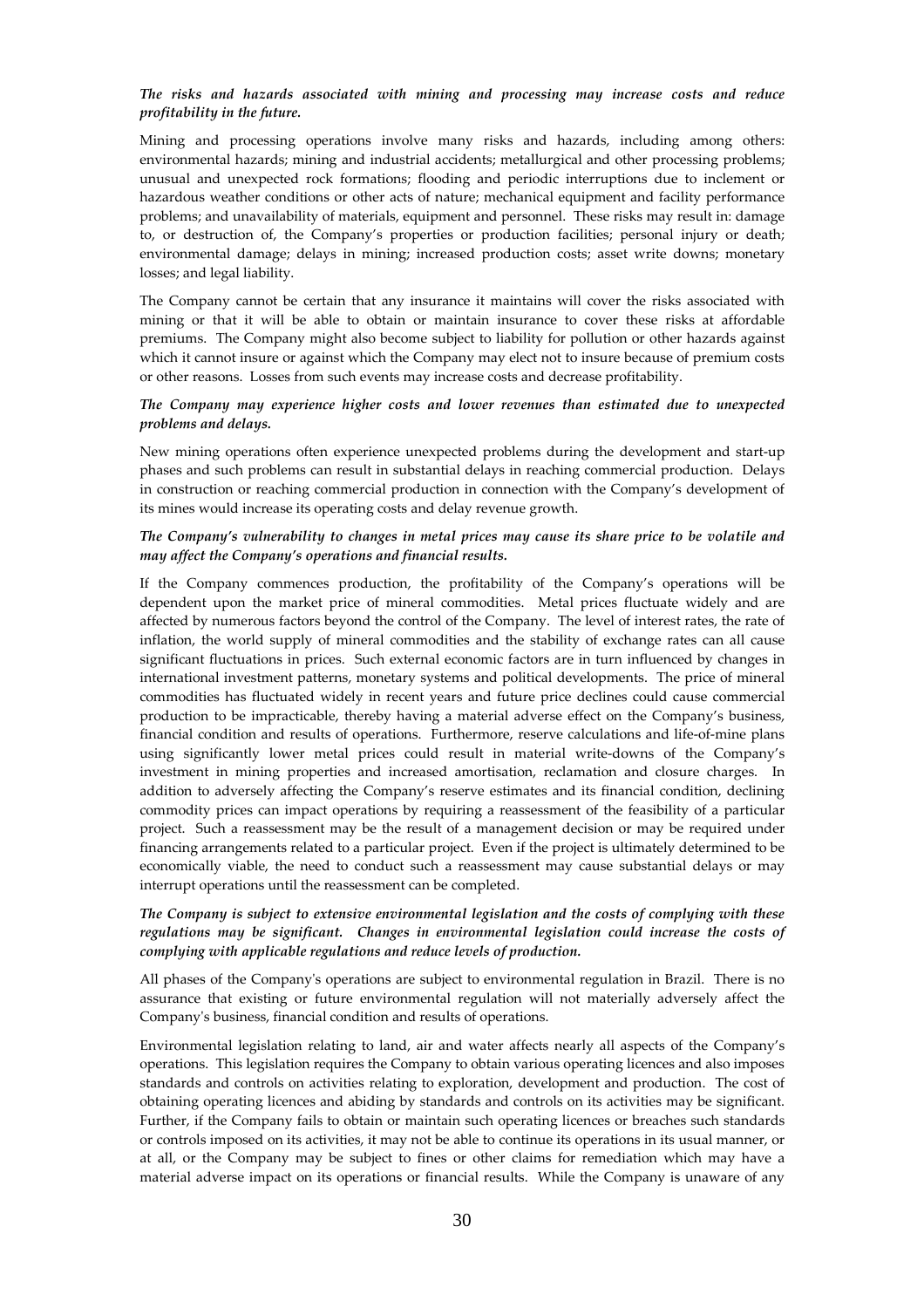***The risks and hazards associated with mining and processing may increase costs and reduce profitability in the future.***

Mining and processing operations involve many risks and hazards, including among others: environmental hazards; mining and industrial accidents; metallurgical and other processing problems; unusual and unexpected rock formations; flooding and periodic interruptions due to inclement or hazardous weather conditions or other acts of nature; mechanical equipment and facility performance problems; and unavailability of materials, equipment and personnel. These risks may result in: damage to, or destruction of, the Company's properties or production facilities; personal injury or death; environmental damage; delays in mining; increased production costs; asset write downs; monetary losses; and legal liability.

The Company cannot be certain that any insurance it maintains will cover the risks associated with mining or that it will be able to obtain or maintain insurance to cover these risks at affordable premiums. The Company might also become subject to liability for pollution or other hazards against which it cannot insure or against which the Company may elect not to insure because of premium costs or other reasons. Losses from such events may increase costs and decrease profitability.

***The Company may experience higher costs and lower revenues than estimated due to unexpected problems and delays.***

New mining operations often experience unexpected problems during the development and start-up phases and such problems can result in substantial delays in reaching commercial production. Delays in construction or reaching commercial production in connection with the Company's development of its mines would increase its operating costs and delay revenue growth.

***The Company's vulnerability to changes in metal prices may cause its share price to be volatile and may affect the Company's operations and financial results.***

If the Company commences production, the profitability of the Company's operations will be dependent upon the market price of mineral commodities. Metal prices fluctuate widely and are affected by numerous factors beyond the control of the Company. The level of interest rates, the rate of inflation, the world supply of mineral commodities and the stability of exchange rates can all cause significant fluctuations in prices. Such external economic factors are in turn influenced by changes in international investment patterns, monetary systems and political developments. The price of mineral commodities has fluctuated widely in recent years and future price declines could cause commercial production to be impracticable, thereby having a material adverse effect on the Company's business, financial condition and results of operations. Furthermore, reserve calculations and life-of-mine plans using significantly lower metal prices could result in material write-downs of the Company's investment in mining properties and increased amortisation, reclamation and closure charges. In addition to adversely affecting the Company's reserve estimates and its financial condition, declining commodity prices can impact operations by requiring a reassessment of the feasibility of a particular project. Such a reassessment may be the result of a management decision or may be required under financing arrangements related to a particular project. Even if the project is ultimately determined to be economically viable, the need to conduct such a reassessment may cause substantial delays or may interrupt operations until the reassessment can be completed.

***The Company is subject to extensive environmental legislation and the costs of complying with these regulations may be significant. Changes in environmental legislation could increase the costs of complying with applicable regulations and reduce levels of production.***

All phases of the Company's operations are subject to environmental regulation in Brazil. There is no assurance that existing or future environmental regulation will not materially adversely affect the Company's business, financial condition and results of operations.

Environmental legislation relating to land, air and water affects nearly all aspects of the Company's operations. This legislation requires the Company to obtain various operating licences and also imposes standards and controls on activities relating to exploration, development and production. The cost of obtaining operating licences and abiding by standards and controls on its activities may be significant. Further, if the Company fails to obtain or maintain such operating licences or breaches such standards or controls imposed on its activities, it may not be able to continue its operations in its usual manner, or at all, or the Company may be subject to fines or other claims for remediation which may have a material adverse impact on its operations or financial results. While the Company is unaware of any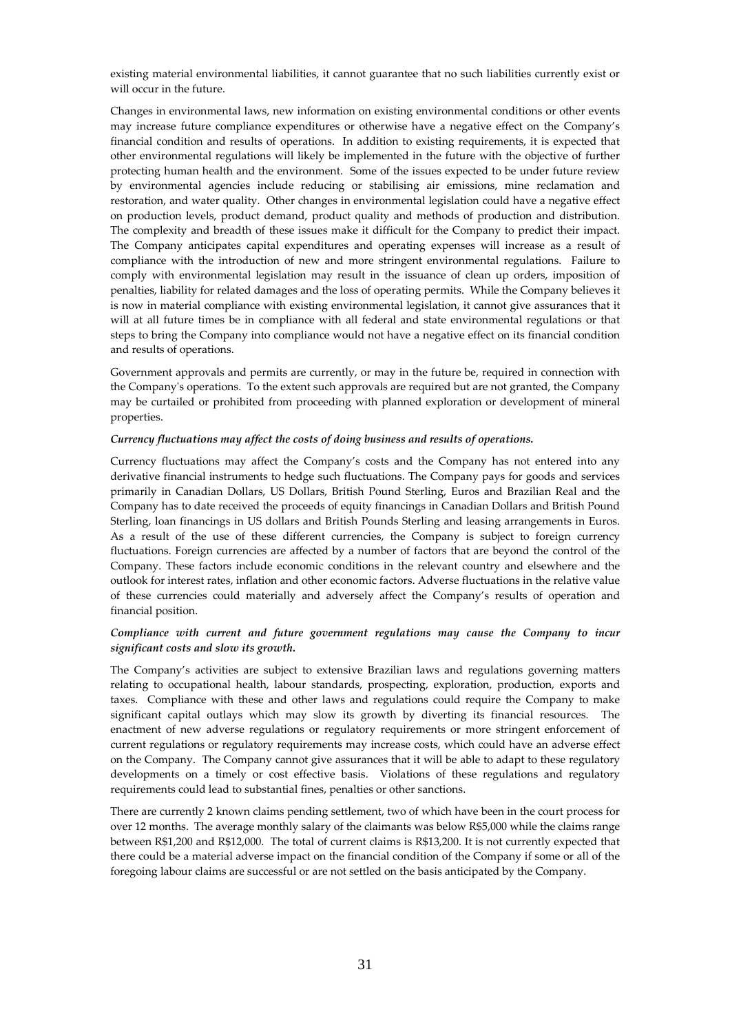existing material environmental liabilities, it cannot guarantee that no such liabilities currently exist or will occur in the future.

Changes in environmental laws, new information on existing environmental conditions or other events may increase future compliance expenditures or otherwise have a negative effect on the Company's financial condition and results of operations. In addition to existing requirements, it is expected that other environmental regulations will likely be implemented in the future with the objective of further protecting human health and the environment. Some of the issues expected to be under future review by environmental agencies include reducing or stabilising air emissions, mine reclamation and restoration, and water quality. Other changes in environmental legislation could have a negative effect on production levels, product demand, product quality and methods of production and distribution. The complexity and breadth of these issues make it difficult for the Company to predict their impact. The Company anticipates capital expenditures and operating expenses will increase as a result of compliance with the introduction of new and more stringent environmental regulations. Failure to comply with environmental legislation may result in the issuance of clean up orders, imposition of penalties, liability for related damages and the loss of operating permits. While the Company believes it is now in material compliance with existing environmental legislation, it cannot give assurances that it will at all future times be in compliance with all federal and state environmental regulations or that steps to bring the Company into compliance would not have a negative effect on its financial condition and results of operations.

Government approvals and permits are currently, or may in the future be, required in connection with the Company's operations. To the extent such approvals are required but are not granted, the Company may be curtailed or prohibited from proceeding with planned exploration or development of mineral properties.

***Currency fluctuations may affect the costs of doing business and results of operations.***

Currency fluctuations may affect the Company's costs and the Company has not entered into any derivative financial instruments to hedge such fluctuations. The Company pays for goods and services primarily in Canadian Dollars, US Dollars, British Pound Sterling, Euros and Brazilian Real and the Company has to date received the proceeds of equity financings in Canadian Dollars and British Pound Sterling, loan financings in US dollars and British Pounds Sterling and leasing arrangements in Euros. As a result of the use of these different currencies, the Company is subject to foreign currency fluctuations. Foreign currencies are affected by a number of factors that are beyond the control of the Company. These factors include economic conditions in the relevant country and elsewhere and the outlook for interest rates, inflation and other economic factors. Adverse fluctuations in the relative value of these currencies could materially and adversely affect the Company's results of operation and financial position.

***Compliance with current and future government regulations may cause the Company to incur significant costs and slow its growth.***

The Company's activities are subject to extensive Brazilian laws and regulations governing matters relating to occupational health, labour standards, prospecting, exploration, production, exports and taxes. Compliance with these and other laws and regulations could require the Company to make significant capital outlays which may slow its growth by diverting its financial resources. The enactment of new adverse regulations or regulatory requirements or more stringent enforcement of current regulations or regulatory requirements may increase costs, which could have an adverse effect on the Company. The Company cannot give assurances that it will be able to adapt to these regulatory developments on a timely or cost effective basis. Violations of these regulations and regulatory requirements could lead to substantial fines, penalties or other sanctions.

There are currently 2 known claims pending settlement, two of which have been in the court process for over 12 months. The average monthly salary of the claimants was below R$5,000 while the claims range between R$1,200 and R$12,000. The total of current claims is R$13,200. It is not currently expected that there could be a material adverse impact on the financial condition of the Company if some or all of the foregoing labour claims are successful or are not settled on the basis anticipated by the Company.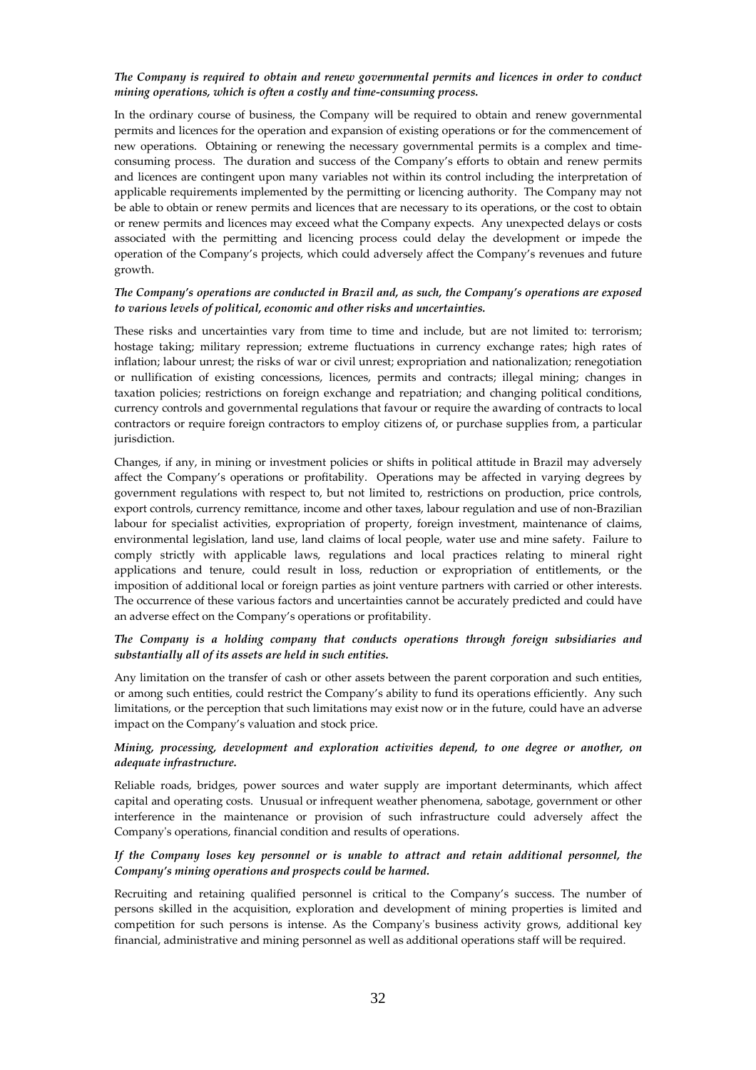***The Company is required to obtain and renew governmental permits and licences in order to conduct mining operations, which is often a costly and time-consuming process.***

In the ordinary course of business, the Company will be required to obtain and renew governmental permits and licences for the operation and expansion of existing operations or for the commencement of new operations. Obtaining or renewing the necessary governmental permits is a complex and time-consuming process. The duration and success of the Company's efforts to obtain and renew permits and licences are contingent upon many variables not within its control including the interpretation of applicable requirements implemented by the permitting or licencing authority. The Company may not be able to obtain or renew permits and licences that are necessary to its operations, or the cost to obtain or renew permits and licences may exceed what the Company expects. Any unexpected delays or costs associated with the permitting and licencing process could delay the development or impede the operation of the Company's projects, which could adversely affect the Company's revenues and future growth.

***The Company's operations are conducted in Brazil and, as such, the Company's operations are exposed to various levels of political, economic and other risks and uncertainties.***

These risks and uncertainties vary from time to time and include, but are not limited to: terrorism; hostage taking; military repression; extreme fluctuations in currency exchange rates; high rates of inflation; labour unrest; the risks of war or civil unrest; expropriation and nationalization; renegotiation or nullification of existing concessions, licences, permits and contracts; illegal mining; changes in taxation policies; restrictions on foreign exchange and repatriation; and changing political conditions, currency controls and governmental regulations that favour or require the awarding of contracts to local contractors or require foreign contractors to employ citizens of, or purchase supplies from, a particular jurisdiction.

Changes, if any, in mining or investment policies or shifts in political attitude in Brazil may adversely affect the Company's operations or profitability. Operations may be affected in varying degrees by government regulations with respect to, but not limited to, restrictions on production, price controls, export controls, currency remittance, income and other taxes, labour regulation and use of non-Brazilian labour for specialist activities, expropriation of property, foreign investment, maintenance of claims, environmental legislation, land use, land claims of local people, water use and mine safety. Failure to comply strictly with applicable laws, regulations and local practices relating to mineral right applications and tenure, could result in loss, reduction or expropriation of entitlements, or the imposition of additional local or foreign parties as joint venture partners with carried or other interests. The occurrence of these various factors and uncertainties cannot be accurately predicted and could have an adverse effect on the Company's operations or profitability.

***The Company is a holding company that conducts operations through foreign subsidiaries and substantially all of its assets are held in such entities.***

Any limitation on the transfer of cash or other assets between the parent corporation and such entities, or among such entities, could restrict the Company's ability to fund its operations efficiently. Any such limitations, or the perception that such limitations may exist now or in the future, could have an adverse impact on the Company's valuation and stock price.

***Mining, processing, development and exploration activities depend, to one degree or another, on adequate infrastructure.***

Reliable roads, bridges, power sources and water supply are important determinants, which affect capital and operating costs. Unusual or infrequent weather phenomena, sabotage, government or other interference in the maintenance or provision of such infrastructure could adversely affect the Company's operations, financial condition and results of operations.

***If the Company loses key personnel or is unable to attract and retain additional personnel, the Company's mining operations and prospects could be harmed.***

Recruiting and retaining qualified personnel is critical to the Company's success. The number of persons skilled in the acquisition, exploration and development of mining properties is limited and competition for such persons is intense. As the Company's business activity grows, additional key financial, administrative and mining personnel as well as additional operations staff will be required.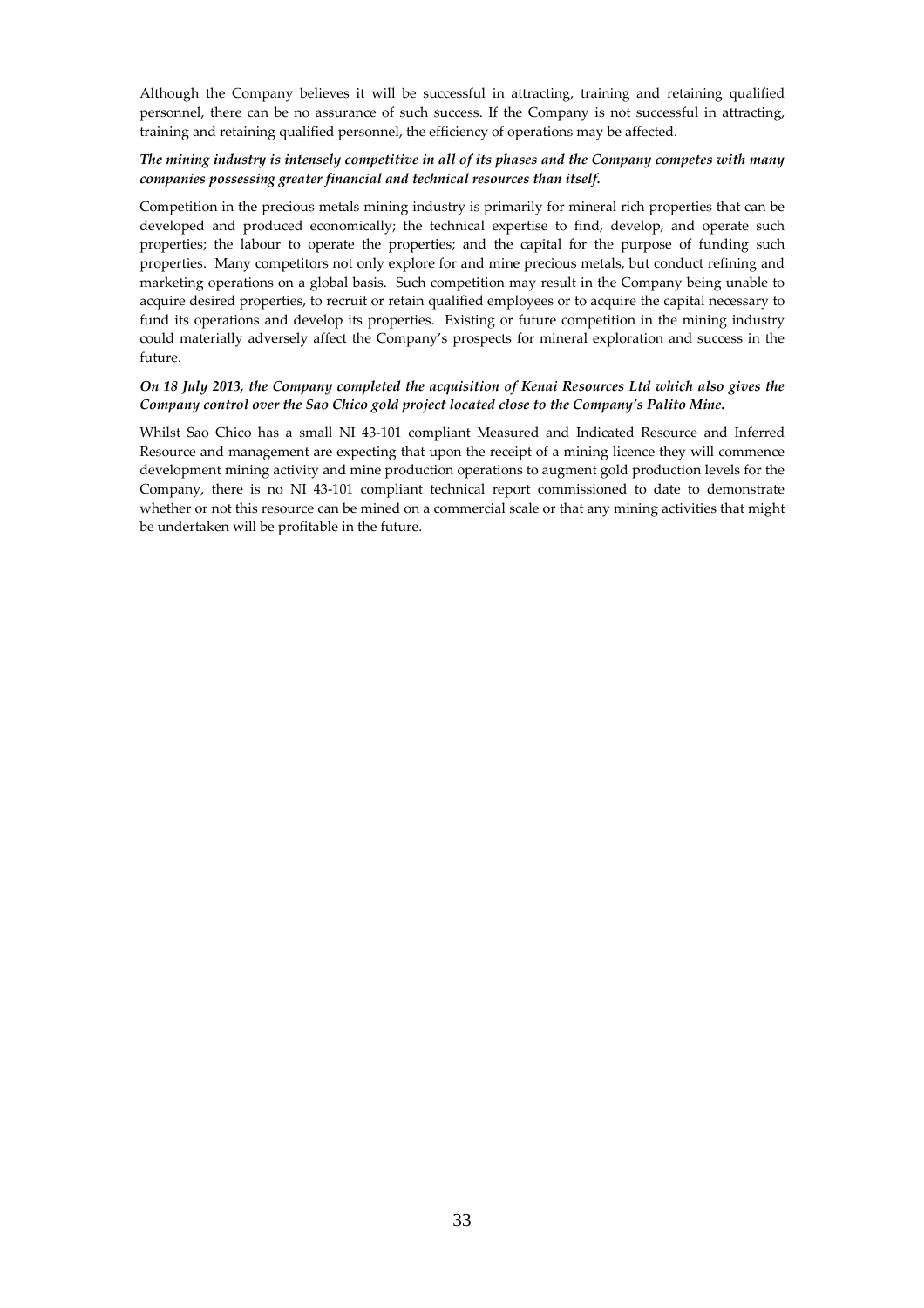Although the Company believes it will be successful in attracting, training and retaining qualified personnel, there can be no assurance of such success. If the Company is not successful in attracting, training and retaining qualified personnel, the efficiency of operations may be affected.

***The mining industry is intensely competitive in all of its phases and the Company competes with many companies possessing greater financial and technical resources than itself.***

Competition in the precious metals mining industry is primarily for mineral rich properties that can be developed and produced economically; the technical expertise to find, develop, and operate such properties; the labour to operate the properties; and the capital for the purpose of funding such properties. Many competitors not only explore for and mine precious metals, but conduct refining and marketing operations on a global basis. Such competition may result in the Company being unable to acquire desired properties, to recruit or retain qualified employees or to acquire the capital necessary to fund its operations and develop its properties. Existing or future competition in the mining industry could materially adversely affect the Company's prospects for mineral exploration and success in the future.

***On 18 July 2013, the Company completed the acquisition of Kenai Resources Ltd which also gives the Company control over the Sao Chico gold project located close to the Company's Palito Mine.***

Whilst Sao Chico has a small NI 43-101 compliant Measured and Indicated Resource and Inferred Resource and management are expecting that upon the receipt of a mining licence they will commence development mining activity and mine production operations to augment gold production levels for the Company, there is no NI 43-101 compliant technical report commissioned to date to demonstrate whether or not this resource can be mined on a commercial scale or that any mining activities that might be undertaken will be profitable in the future.